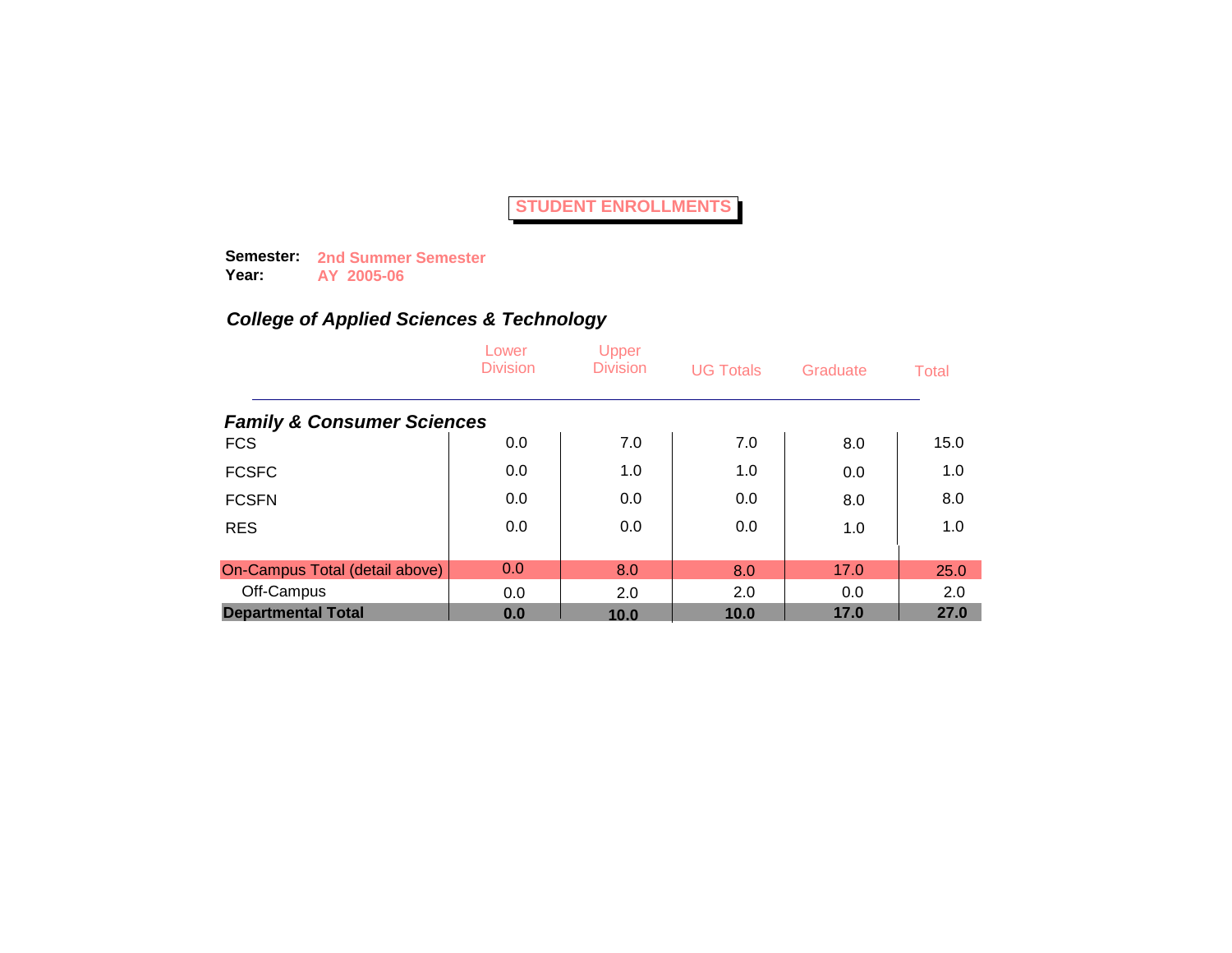# STUDENT ENROLLMENTS

**Semester:** **2nd Summer Semester**
**Year:** **AY 2005-06**

### *College of Applied Sciences & Technology*

| | Lower Division | Upper Division | UG Totals | Graduate | Total |
|---|---|---|---|---|---|
| ***Family & Consumer Sciences*** | | | | | |
| FCS | 0.0 | 7.0 | 7.0 | 8.0 | 15.0 |
| FCSFC | 0.0 | 1.0 | 1.0 | 0.0 | 1.0 |
| FCSFN | 0.0 | 0.0 | 0.0 | 8.0 | 8.0 |
| RES | 0.0 | 0.0 | 0.0 | 1.0 | 1.0 |
| On-Campus Total (detail above) | 0.0 | 8.0 | 8.0 | 17.0 | 25.0 |
| Off-Campus | 0.0 | 2.0 | 2.0 | 0.0 | 2.0 |
| **Departmental Total** | **0.0** | **10.0** | **10.0** | **17.0** | **27.0** |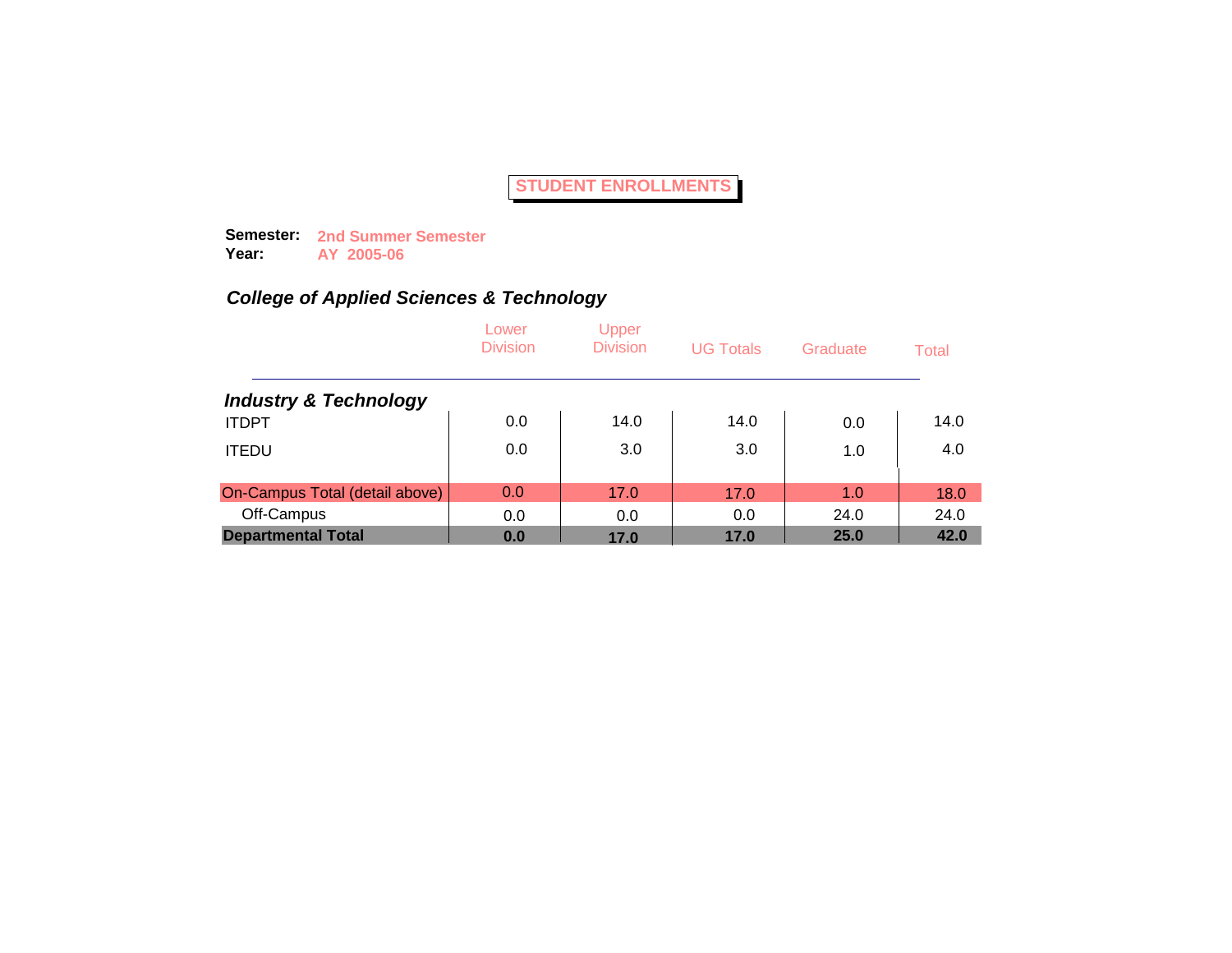# STUDENT ENROLLMENTS

**Semester:** 2nd Summer Semester
**Year:** AY 2005-06

## *College of Applied Sciences & Technology*

| | Lower Division | Upper Division | UG Totals | Graduate | Total |
|---|---|---|---|---|---|
| ***Industry & Technology*** | | | | | |
| ITDPT | 0.0 | 14.0 | 14.0 | 0.0 | 14.0 |
| ITEDU | 0.0 | 3.0 | 3.0 | 1.0 | 4.0 |
| On-Campus Total (detail above) | 0.0 | 17.0 | 17.0 | 1.0 | 18.0 |
| Off-Campus | 0.0 | 0.0 | 0.0 | 24.0 | 24.0 |
| **Departmental Total** | **0.0** | **17.0** | **17.0** | **25.0** | **42.0** |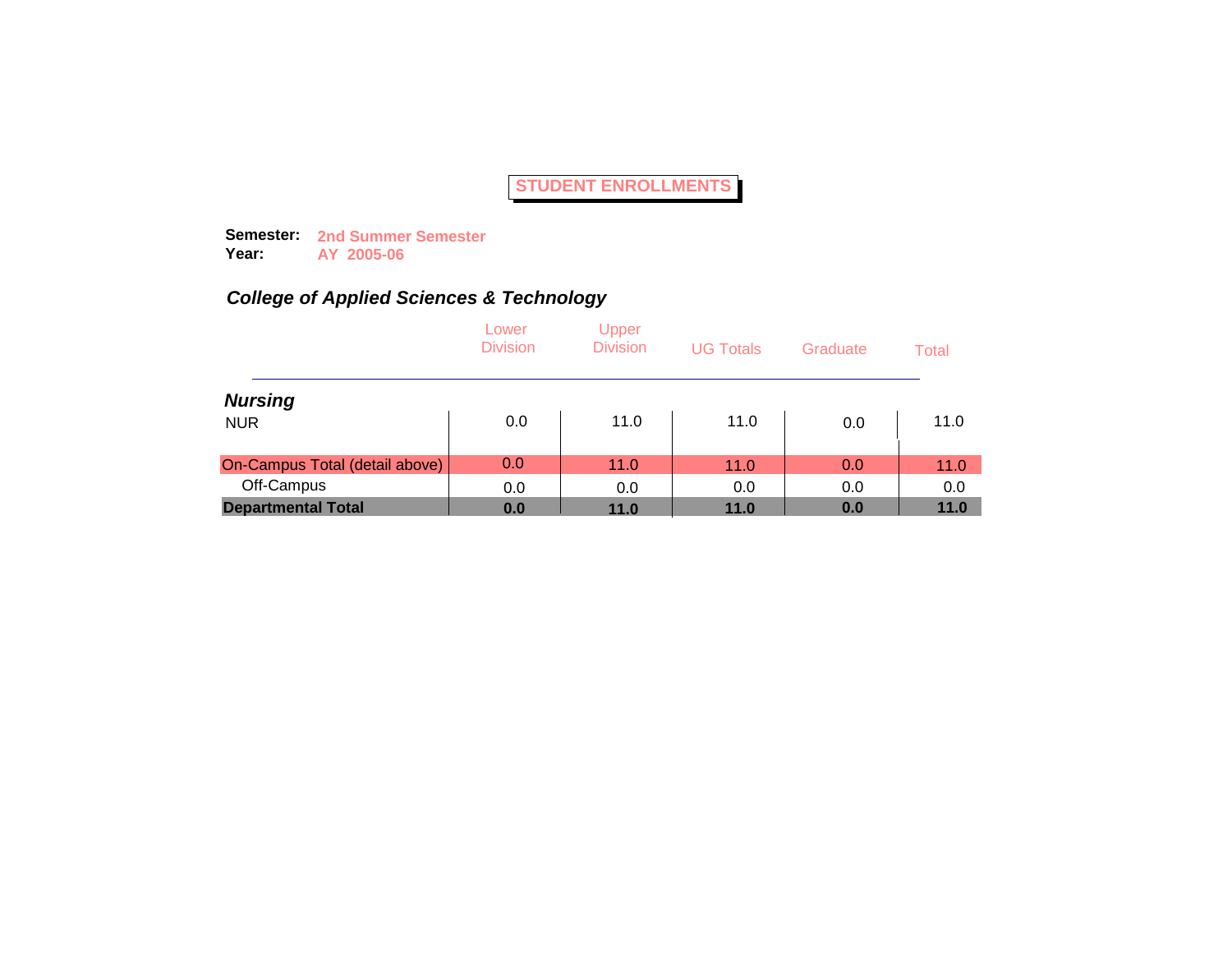# STUDENT ENROLLMENTS

**Semester:** **2nd Summer Semester**
**Year:** **AY 2005-06**

## *College of Applied Sciences & Technology*

| | Lower Division | Upper Division | UG Totals | Graduate | Total |
|---|---|---|---|---|---|
| ***Nursing*** | | | | | |
| NUR | 0.0 | 11.0 | 11.0 | 0.0 | 11.0 |
| On-Campus Total (detail above) | 0.0 | 11.0 | 11.0 | 0.0 | 11.0 |
| Off-Campus | 0.0 | 0.0 | 0.0 | 0.0 | 0.0 |
| **Departmental Total** | **0.0** | **11.0** | **11.0** | **0.0** | **11.0** |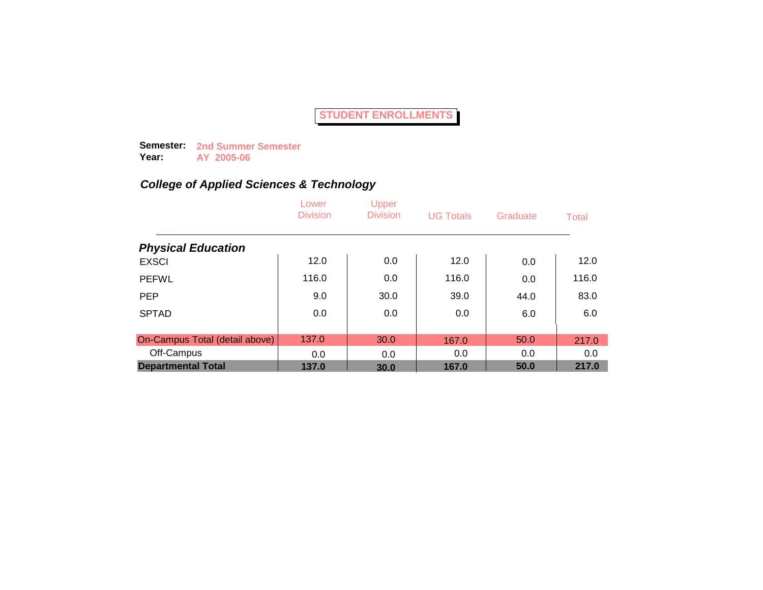# STUDENT ENROLLMENTS

**Semester:** **2nd Summer Semester**
**Year:** **AY 2005-06**

## *College of Applied Sciences & Technology*

| | Lower Division | Upper Division | UG Totals | Graduate | Total |
|---|---|---|---|---|---|
| ***Physical Education*** | | | | | |
| EXSCI | 12.0 | 0.0 | 12.0 | 0.0 | 12.0 |
| PEFWL | 116.0 | 0.0 | 116.0 | 0.0 | 116.0 |
| PEP | 9.0 | 30.0 | 39.0 | 44.0 | 83.0 |
| SPTAD | 0.0 | 0.0 | 0.0 | 6.0 | 6.0 |
| On-Campus Total (detail above) | 137.0 | 30.0 | 167.0 | 50.0 | 217.0 |
| Off-Campus | 0.0 | 0.0 | 0.0 | 0.0 | 0.0 |
| **Departmental Total** | **137.0** | **30.0** | **167.0** | **50.0** | **217.0** |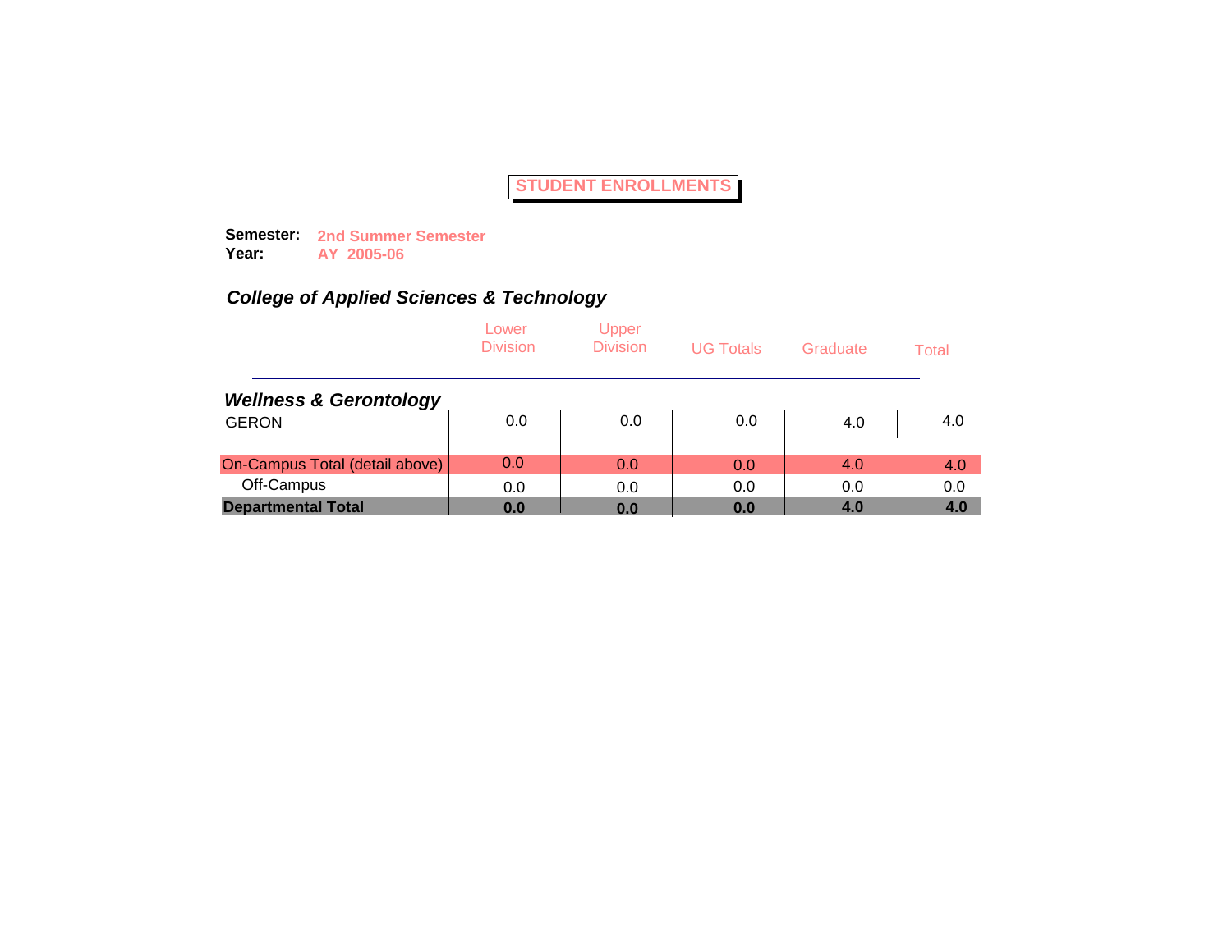# STUDENT ENROLLMENTS

**Semester:** **2nd Summer Semester**
**Year:** **AY 2005-06**

## *College of Applied Sciences & Technology*

| | Lower Division | Upper Division | UG Totals | Graduate | Total |
|---|---|---|---|---|---|
| ***Wellness & Gerontology*** | | | | | |
| GERON | 0.0 | 0.0 | 0.0 | 4.0 | 4.0 |
| On-Campus Total (detail above) | 0.0 | 0.0 | 0.0 | 4.0 | 4.0 |
| Off-Campus | 0.0 | 0.0 | 0.0 | 0.0 | 0.0 |
| **Departmental Total** | **0.0** | **0.0** | **0.0** | **4.0** | **4.0** |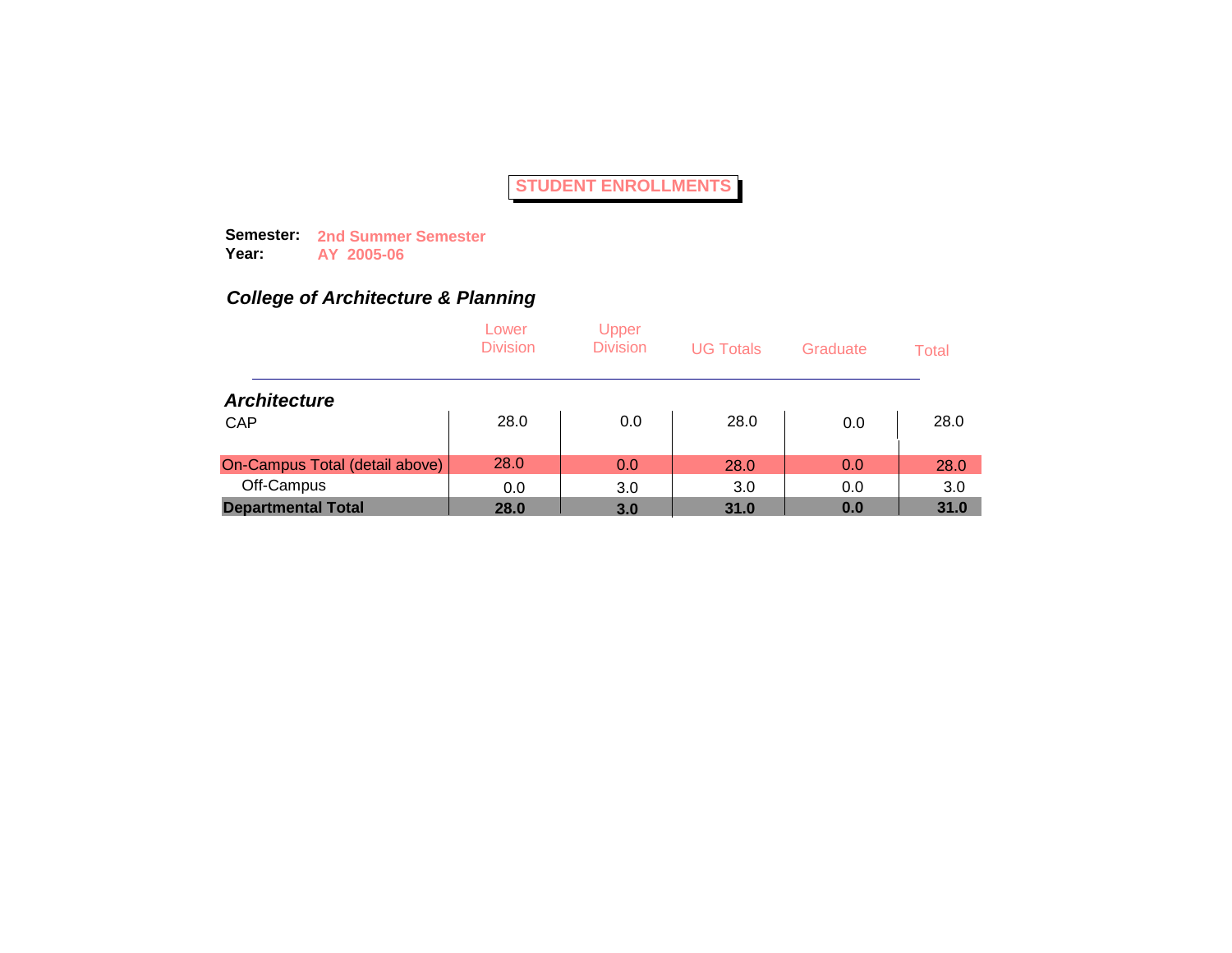# STUDENT ENROLLMENTS

**Semester:** **2nd Summer Semester**
**Year:** **AY 2005-06**

## *College of Architecture & Planning*

| | Lower Division | Upper Division | UG Totals | Graduate | Total |
|---|---|---|---|---|---|
| ***Architecture*** | | | | | |
| CAP | 28.0 | 0.0 | 28.0 | 0.0 | 28.0 |
| On-Campus Total (detail above) | 28.0 | 0.0 | 28.0 | 0.0 | 28.0 |
| Off-Campus | 0.0 | 3.0 | 3.0 | 0.0 | 3.0 |
| **Departmental Total** | **28.0** | **3.0** | **31.0** | **0.0** | **31.0** |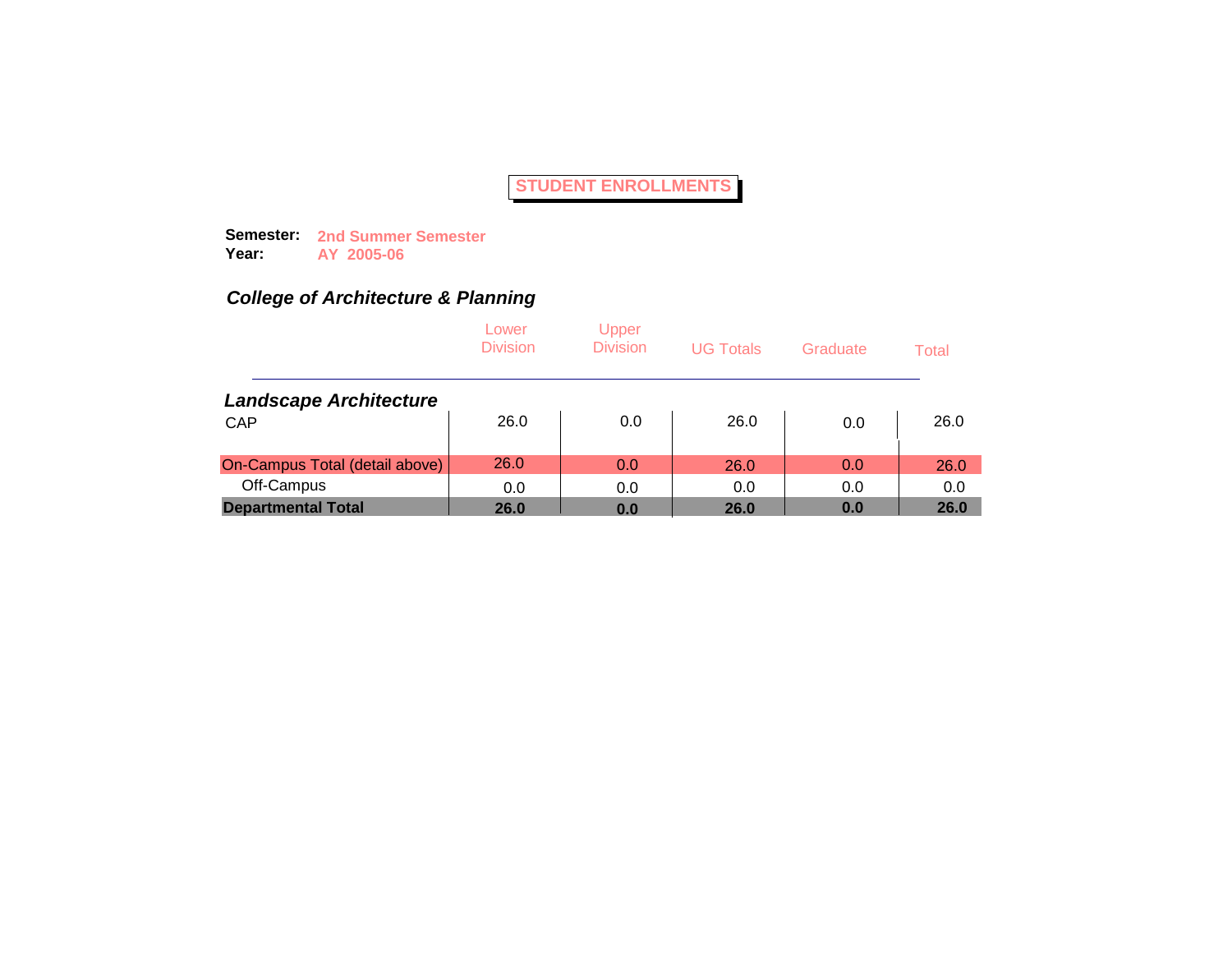# STUDENT ENROLLMENTS

**Semester:** **2nd Summer Semester**
**Year:** **AY 2005-06**

## *College of Architecture & Planning*

| | Lower Division | Upper Division | UG Totals | Graduate | Total |
|---|---|---|---|---|---|
| ***Landscape Architecture*** | | | | | |
| CAP | 26.0 | 0.0 | 26.0 | 0.0 | 26.0 |
| On-Campus Total (detail above) | 26.0 | 0.0 | 26.0 | 0.0 | 26.0 |
| Off-Campus | 0.0 | 0.0 | 0.0 | 0.0 | 0.0 |
| **Departmental Total** | **26.0** | **0.0** | **26.0** | **0.0** | **26.0** |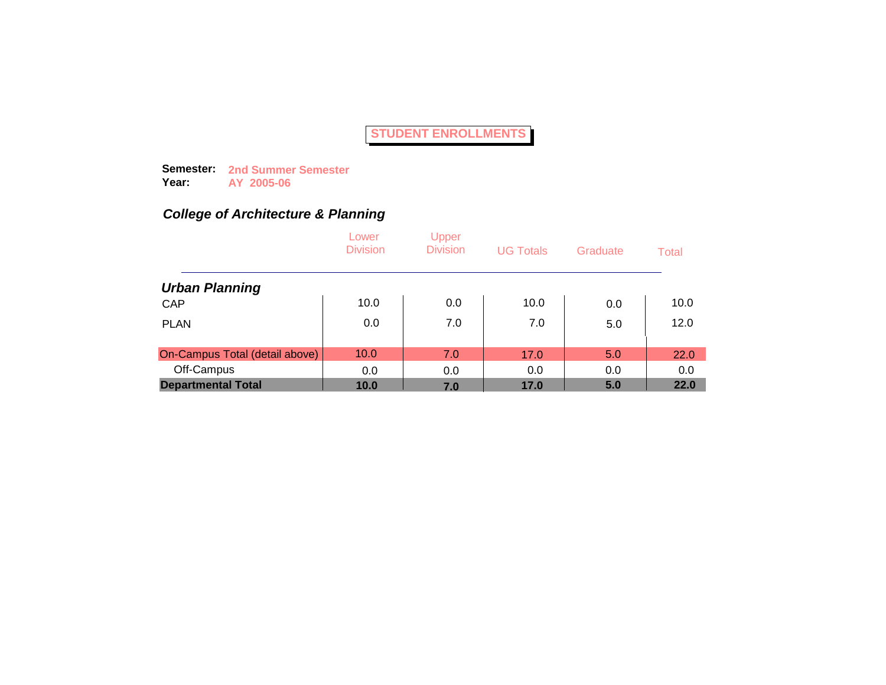# STUDENT ENROLLMENTS

**Semester:** **2nd Summer Semester**
**Year:** **AY 2005-06**

## *College of Architecture & Planning*

| | Lower Division | Upper Division | UG Totals | Graduate | Total |
|---|---|---|---|---|---|
| ***Urban Planning*** | | | | | |
| CAP | 10.0 | 0.0 | 10.0 | 0.0 | 10.0 |
| PLAN | 0.0 | 7.0 | 7.0 | 5.0 | 12.0 |
| On-Campus Total (detail above) | 10.0 | 7.0 | 17.0 | 5.0 | 22.0 |
| Off-Campus | 0.0 | 0.0 | 0.0 | 0.0 | 0.0 |
| **Departmental Total** | **10.0** | **7.0** | **17.0** | **5.0** | **22.0** |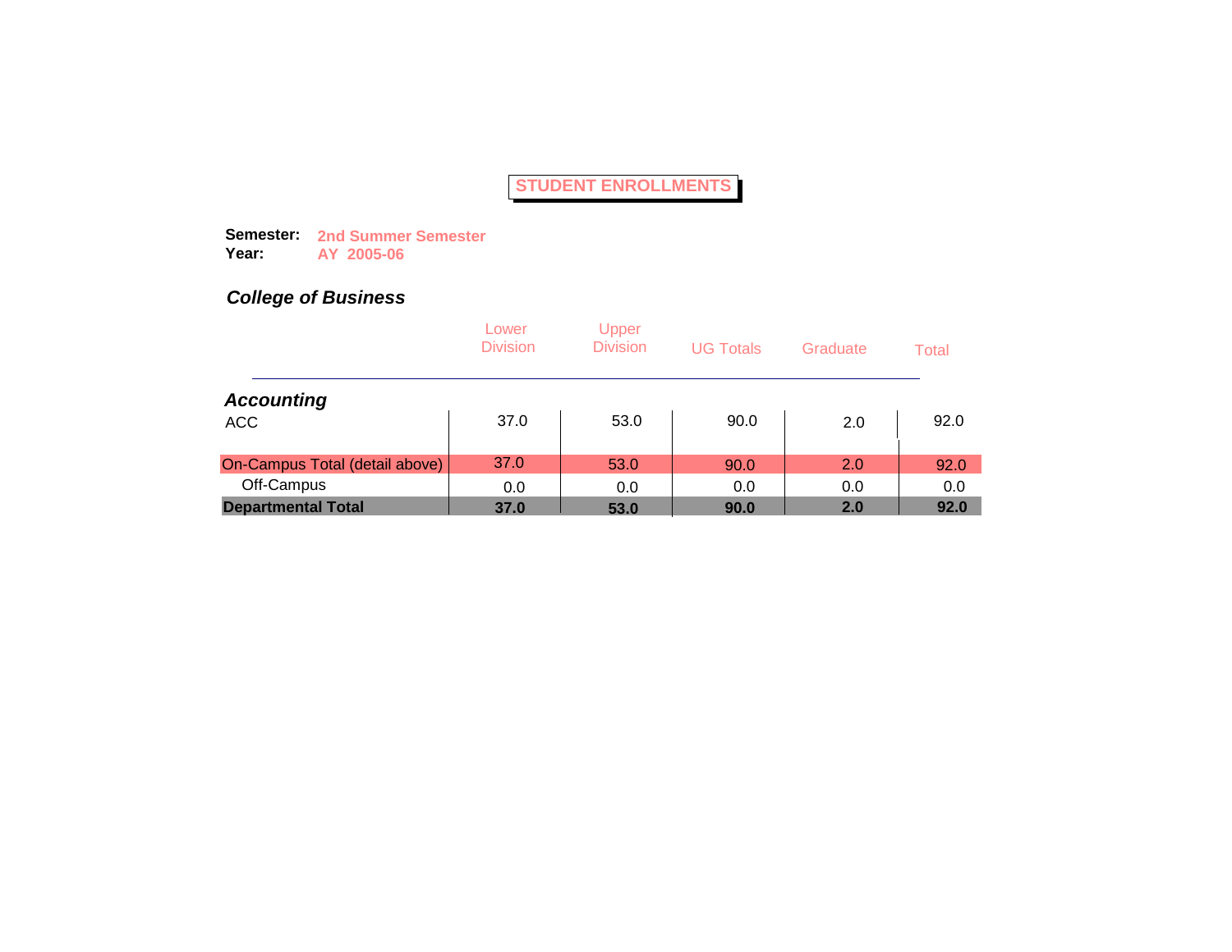# STUDENT ENROLLMENTS

**Semester:** **2nd Summer Semester**
**Year:** **AY 2005-06**

## *College of Business*

| | Lower Division | Upper Division | UG Totals | Graduate | Total |
|---|---|---|---|---|---|
| ***Accounting*** | | | | | |
| ACC | 37.0 | 53.0 | 90.0 | 2.0 | 92.0 |
| On-Campus Total (detail above) | 37.0 | 53.0 | 90.0 | 2.0 | 92.0 |
| Off-Campus | 0.0 | 0.0 | 0.0 | 0.0 | 0.0 |
| **Departmental Total** | **37.0** | **53.0** | **90.0** | **2.0** | **92.0** |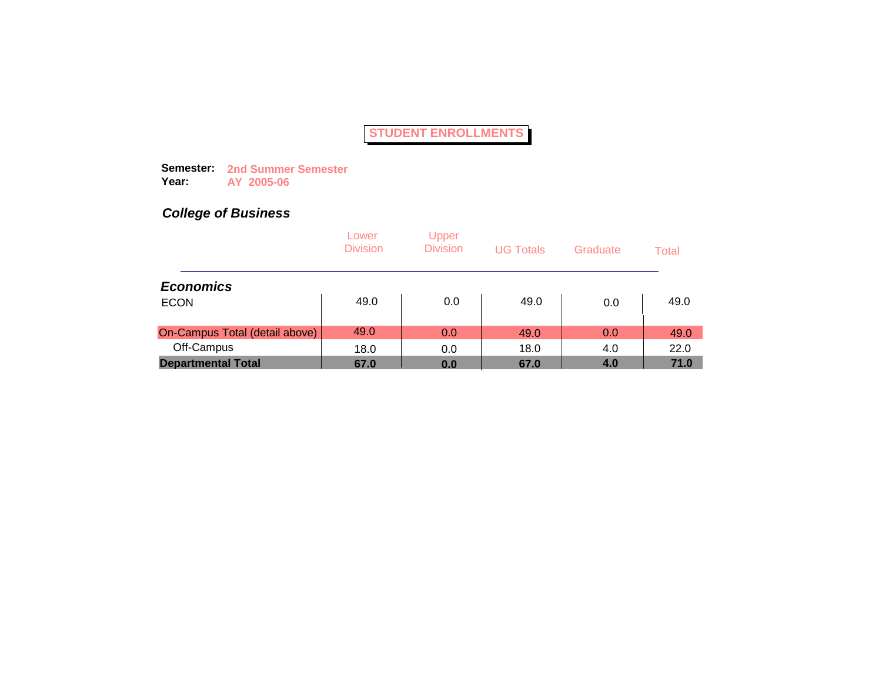# STUDENT ENROLLMENTS

**Semester:** **2nd Summer Semester**
**Year:** **AY 2005-06**

## *College of Business*

| | Lower Division | Upper Division | UG Totals | Graduate | Total |
|---|---|---|---|---|---|
| ***Economics*** | | | | | |
| ECON | 49.0 | 0.0 | 49.0 | 0.0 | 49.0 |
| On-Campus Total (detail above) | 49.0 | 0.0 | 49.0 | 0.0 | 49.0 |
| Off-Campus | 18.0 | 0.0 | 18.0 | 4.0 | 22.0 |
| **Departmental Total** | **67.0** | **0.0** | **67.0** | **4.0** | **71.0** |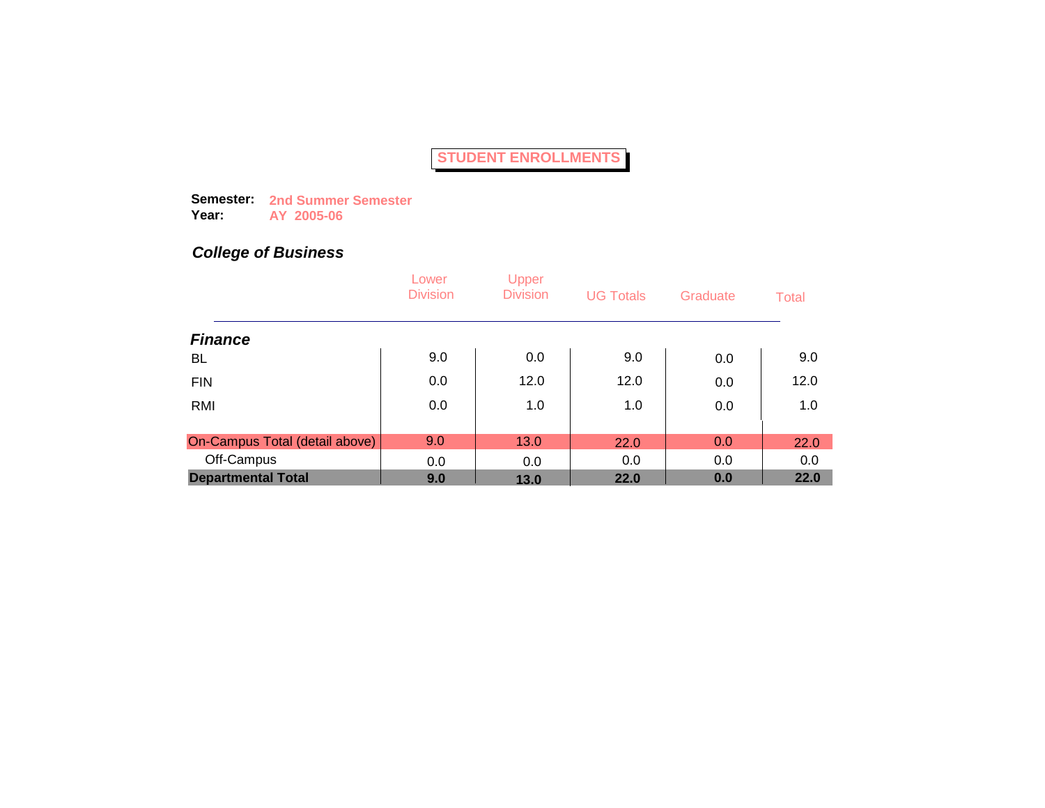# STUDENT ENROLLMENTS

**Semester:** **2nd Summer Semester**
**Year:** **AY 2005-06**

## *College of Business*

| | Lower Division | Upper Division | UG Totals | Graduate | Total |
|---|---|---|---|---|---|
| ***Finance*** | | | | | |
| BL | 9.0 | 0.0 | 9.0 | 0.0 | 9.0 |
| FIN | 0.0 | 12.0 | 12.0 | 0.0 | 12.0 |
| RMI | 0.0 | 1.0 | 1.0 | 0.0 | 1.0 |
| On-Campus Total (detail above) | 9.0 | 13.0 | 22.0 | 0.0 | 22.0 |
| Off-Campus | 0.0 | 0.0 | 0.0 | 0.0 | 0.0 |
| **Departmental Total** | **9.0** | **13.0** | **22.0** | **0.0** | **22.0** |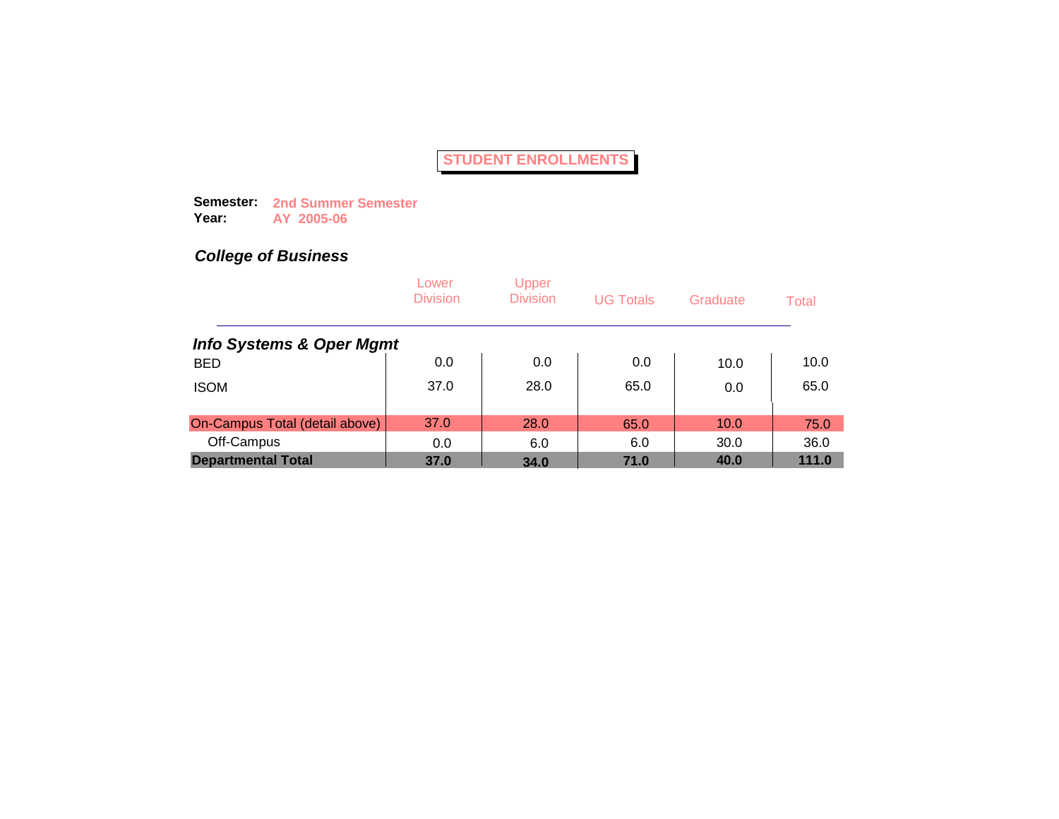# STUDENT ENROLLMENTS

**Semester:** **2nd Summer Semester**
**Year:** **AY 2005-06**

## *College of Business*

| | Lower Division | Upper Division | UG Totals | Graduate | Total |
|---|---|---|---|---|---|
| ***Info Systems & Oper Mgmt*** | | | | | |
| BED | 0.0 | 0.0 | 0.0 | 10.0 | 10.0 |
| ISOM | 37.0 | 28.0 | 65.0 | 0.0 | 65.0 |
| On-Campus Total (detail above) | 37.0 | 28.0 | 65.0 | 10.0 | 75.0 |
| Off-Campus | 0.0 | 6.0 | 6.0 | 30.0 | 36.0 |
| **Departmental Total** | **37.0** | **34.0** | **71.0** | **40.0** | **111.0** |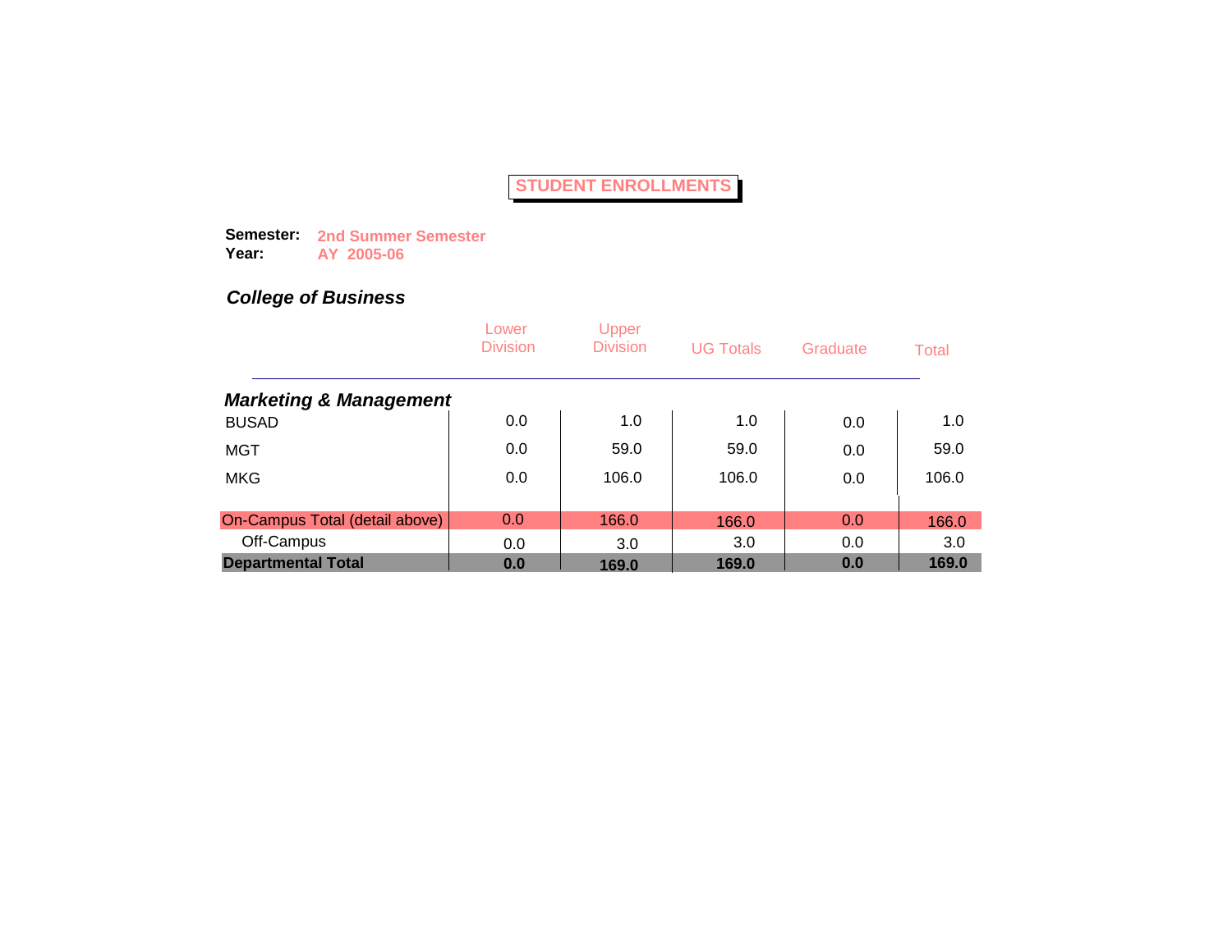# STUDENT ENROLLMENTS

**Semester:** **2nd Summer Semester**
**Year:** **AY 2005-06**

## *College of Business*

| | Lower Division | Upper Division | UG Totals | Graduate | Total |
|---|---|---|---|---|---|
| ***Marketing & Management*** | | | | | |
| BUSAD | 0.0 | 1.0 | 1.0 | 0.0 | 1.0 |
| MGT | 0.0 | 59.0 | 59.0 | 0.0 | 59.0 |
| MKG | 0.0 | 106.0 | 106.0 | 0.0 | 106.0 |
| On-Campus Total (detail above) | 0.0 | 166.0 | 166.0 | 0.0 | 166.0 |
| Off-Campus | 0.0 | 3.0 | 3.0 | 0.0 | 3.0 |
| **Departmental Total** | **0.0** | **169.0** | **169.0** | **0.0** | **169.0** |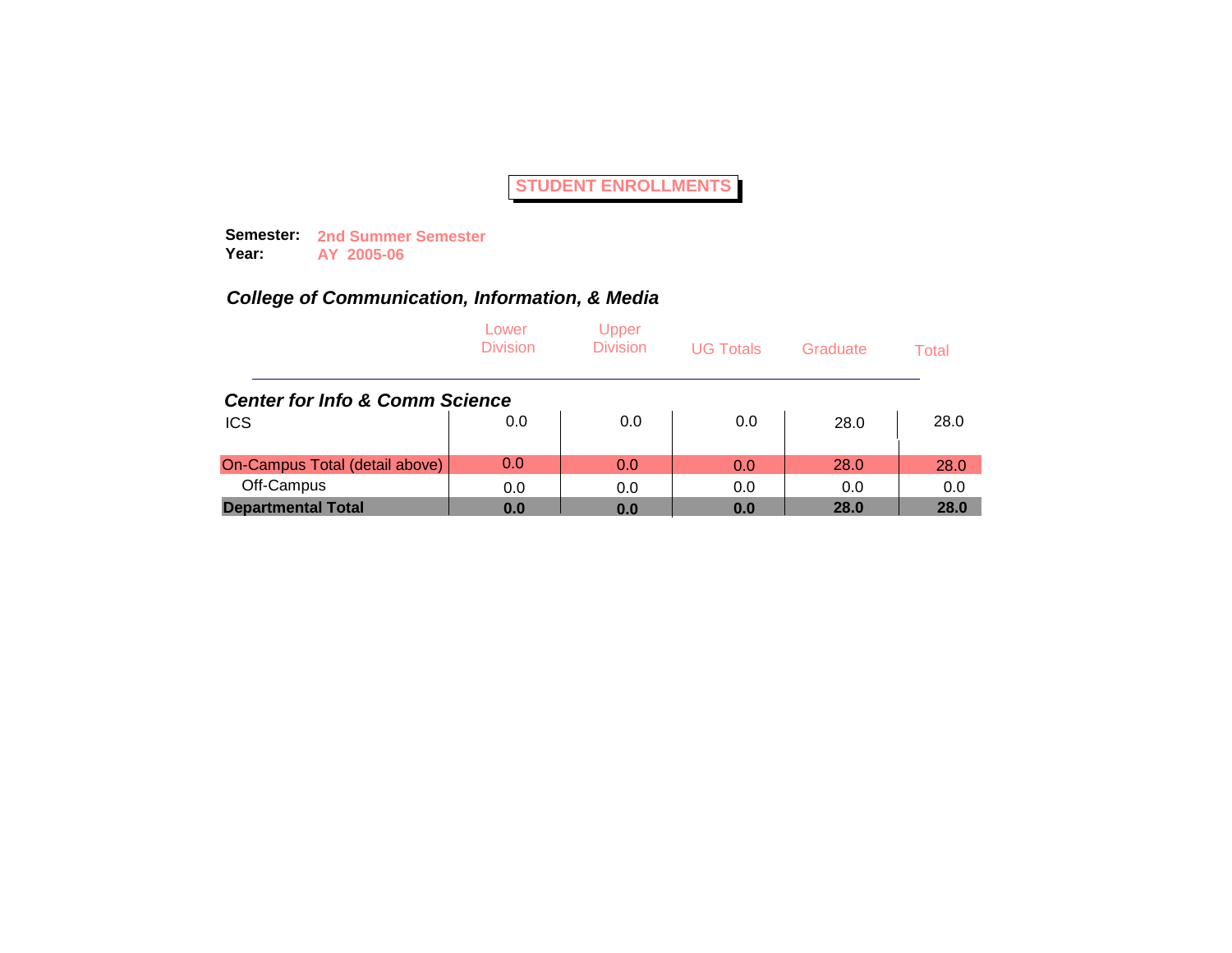# STUDENT ENROLLMENTS

**Semester:** **2nd Summer Semester**
**Year:** **AY 2005-06**

## *College of Communication, Information, & Media*

| | Lower Division | Upper Division | UG Totals | Graduate | Total |
|---|---|---|---|---|---|
| ***Center for Info & Comm Science*** | | | | | |
| ICS | 0.0 | 0.0 | 0.0 | 28.0 | 28.0 |
| On-Campus Total (detail above) | 0.0 | 0.0 | 0.0 | 28.0 | 28.0 |
| Off-Campus | 0.0 | 0.0 | 0.0 | 0.0 | 0.0 |
| **Departmental Total** | **0.0** | **0.0** | **0.0** | **28.0** | **28.0** |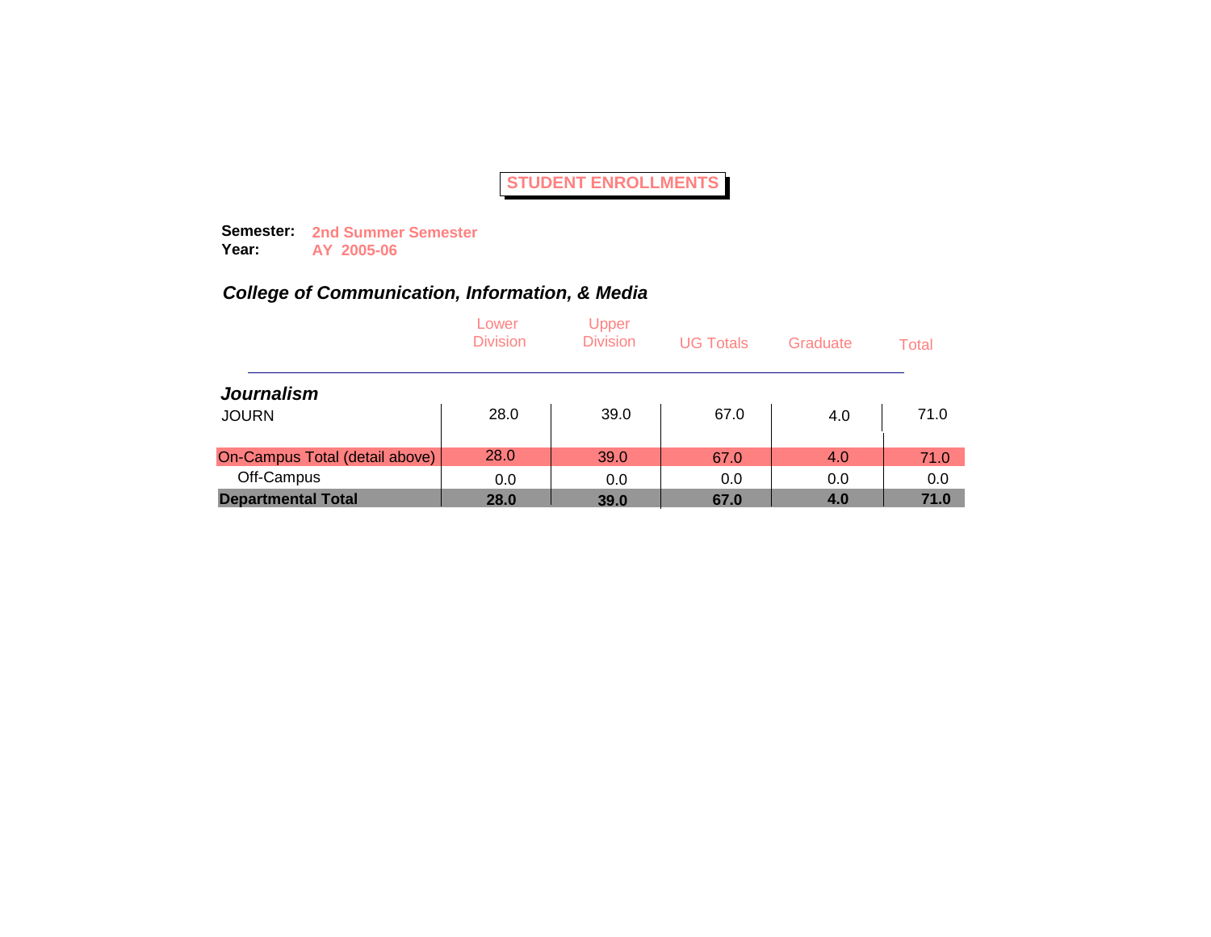# STUDENT ENROLLMENTS

**Semester:** **2nd Summer Semester**
**Year:** **AY 2005-06**

## *College of Communication, Information, & Media*

| | Lower Division | Upper Division | UG Totals | Graduate | Total |
|---|---|---|---|---|---|
| ***Journalism*** | | | | | |
| JOURN | 28.0 | 39.0 | 67.0 | 4.0 | 71.0 |
| On-Campus Total (detail above) | 28.0 | 39.0 | 67.0 | 4.0 | 71.0 |
| Off-Campus | 0.0 | 0.0 | 0.0 | 0.0 | 0.0 |
| **Departmental Total** | **28.0** | **39.0** | **67.0** | **4.0** | **71.0** |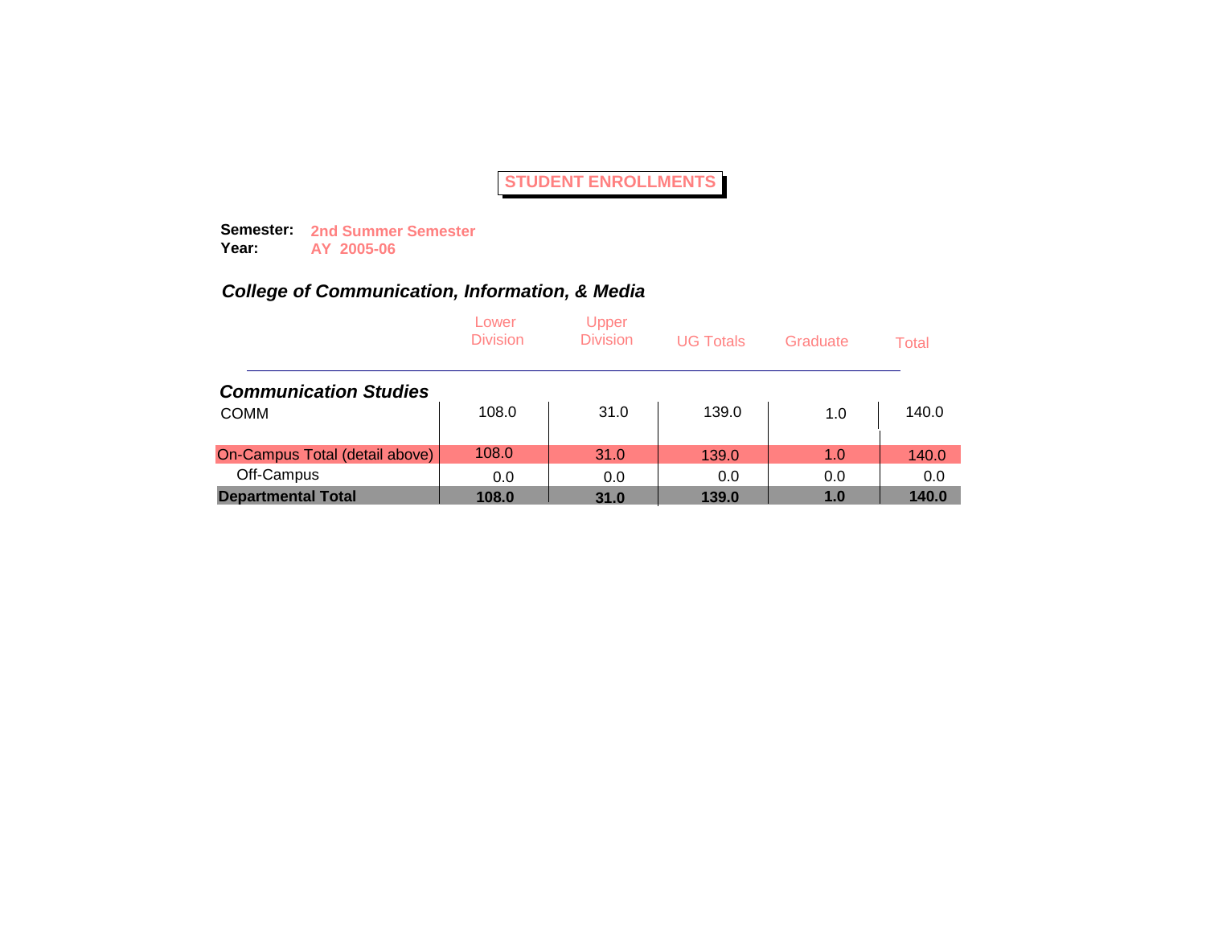## STUDENT ENROLLMENTS

**Semester:** **2nd Summer Semester**
**Year:** **AY 2005-06**

### *College of Communication, Information, & Media*

| | Lower Division | Upper Division | UG Totals | Graduate | Total |
|---|---|---|---|---|---|
| ***Communication Studies*** | | | | | |
| COMM | 108.0 | 31.0 | 139.0 | 1.0 | 140.0 |
| On-Campus Total (detail above) | 108.0 | 31.0 | 139.0 | 1.0 | 140.0 |
| Off-Campus | 0.0 | 0.0 | 0.0 | 0.0 | 0.0 |
| **Departmental Total** | **108.0** | **31.0** | **139.0** | **1.0** | **140.0** |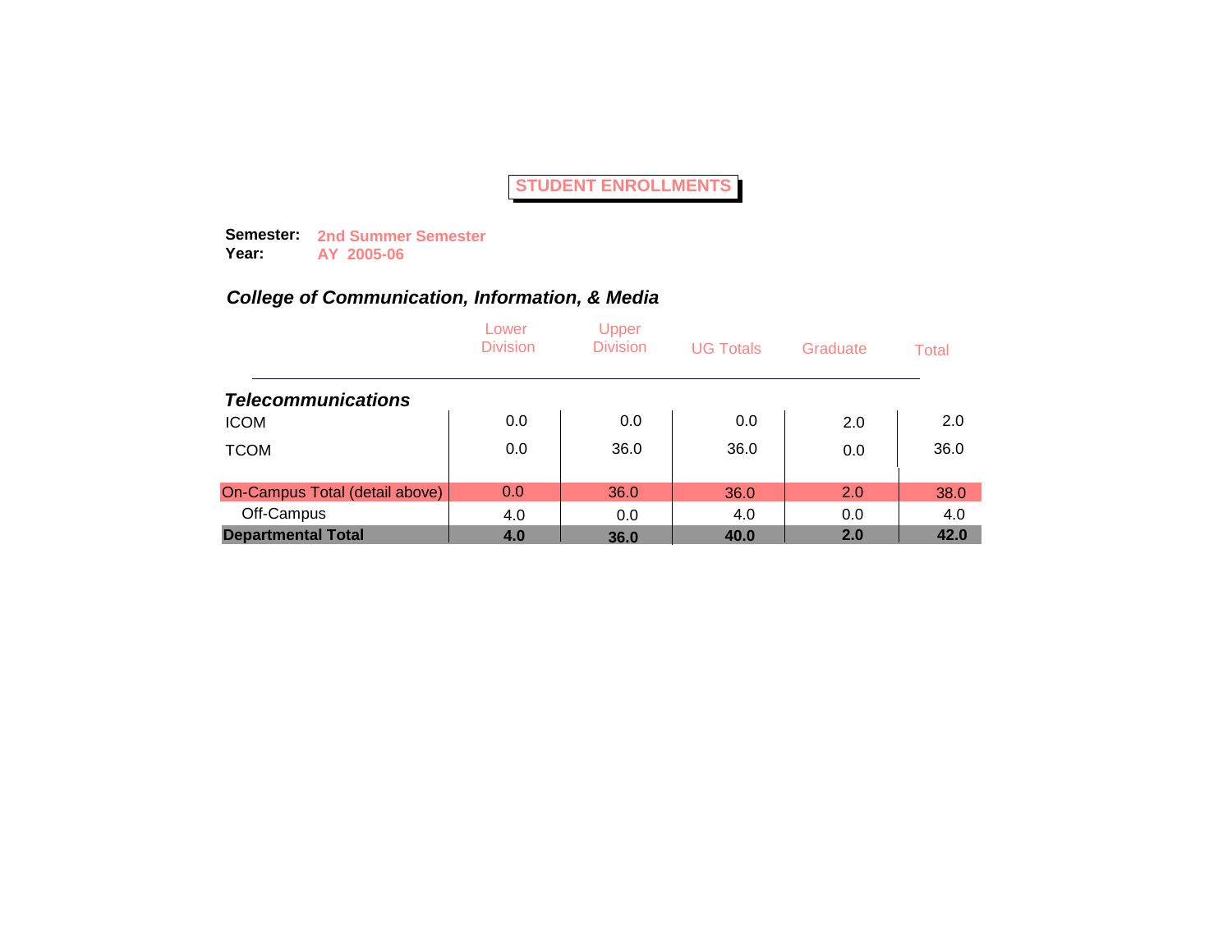# STUDENT ENROLLMENTS

**Semester:** **2nd Summer Semester**
**Year:** **AY 2005-06**

## *College of Communication, Information, & Media*

| | Lower Division | Upper Division | UG Totals | Graduate | Total |
|---|---|---|---|---|---|
| ***Telecommunications*** | | | | | |
| ICOM | 0.0 | 0.0 | 0.0 | 2.0 | 2.0 |
| TCOM | 0.0 | 36.0 | 36.0 | 0.0 | 36.0 |
| On-Campus Total (detail above) | 0.0 | 36.0 | 36.0 | 2.0 | 38.0 |
| Off-Campus | 4.0 | 0.0 | 4.0 | 0.0 | 4.0 |
| **Departmental Total** | **4.0** | **36.0** | **40.0** | **2.0** | **42.0** |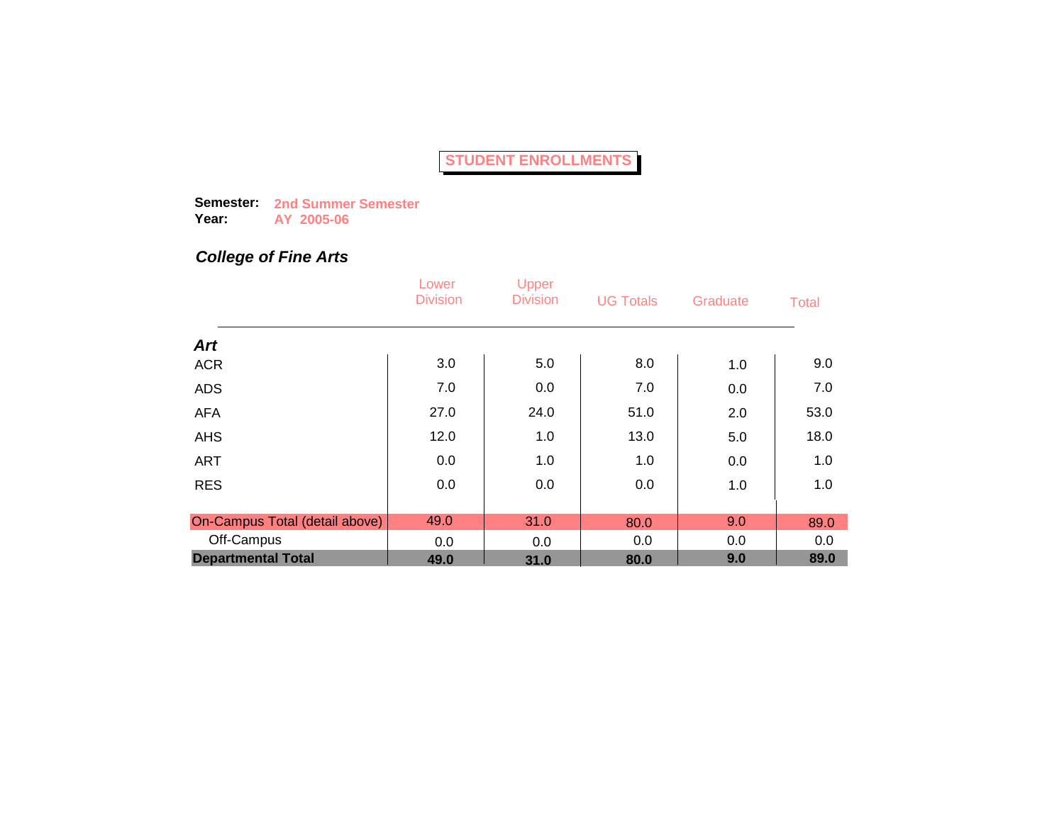# STUDENT ENROLLMENTS

**Semester:** **2nd Summer Semester**
**Year:** **AY 2005-06**

## *College of Fine Arts*

| | Lower Division | Upper Division | UG Totals | Graduate | Total |
|---|---|---|---|---|---|
| ***Art*** | | | | | |
| ACR | 3.0 | 5.0 | 8.0 | 1.0 | 9.0 |
| ADS | 7.0 | 0.0 | 7.0 | 0.0 | 7.0 |
| AFA | 27.0 | 24.0 | 51.0 | 2.0 | 53.0 |
| AHS | 12.0 | 1.0 | 13.0 | 5.0 | 18.0 |
| ART | 0.0 | 1.0 | 1.0 | 0.0 | 1.0 |
| RES | 0.0 | 0.0 | 0.0 | 1.0 | 1.0 |
| On-Campus Total (detail above) | 49.0 | 31.0 | 80.0 | 9.0 | 89.0 |
| Off-Campus | 0.0 | 0.0 | 0.0 | 0.0 | 0.0 |
| **Departmental Total** | **49.0** | **31.0** | **80.0** | **9.0** | **89.0** |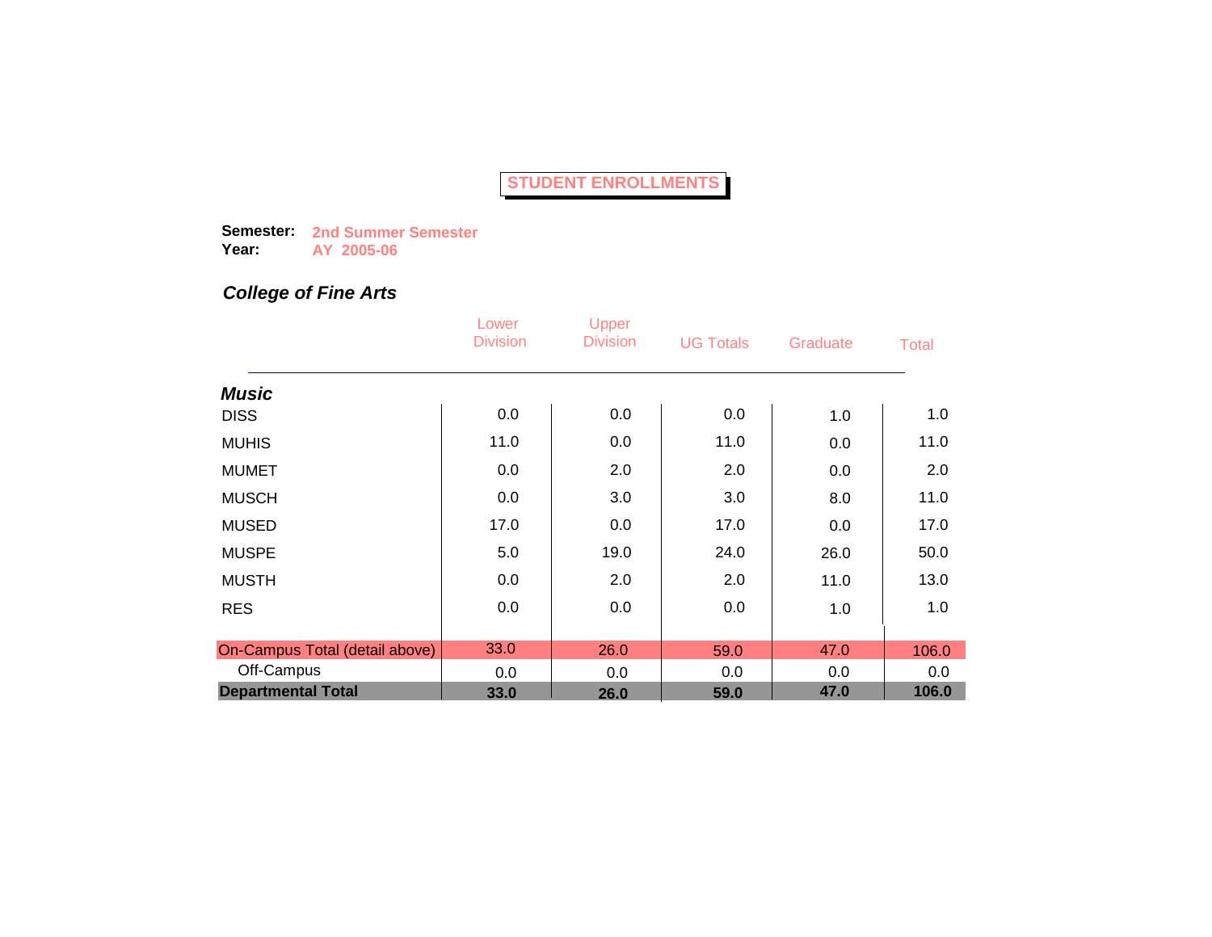# STUDENT ENROLLMENTS

**Semester:** 2nd Summer Semester
**Year:** AY 2005-06

## *College of Fine Arts*

| | Lower Division | Upper Division | UG Totals | Graduate | Total |
|---|---|---|---|---|---|
| ***Music*** | | | | | |
| DISS | 0.0 | 0.0 | 0.0 | 1.0 | 1.0 |
| MUHIS | 11.0 | 0.0 | 11.0 | 0.0 | 11.0 |
| MUMET | 0.0 | 2.0 | 2.0 | 0.0 | 2.0 |
| MUSCH | 0.0 | 3.0 | 3.0 | 8.0 | 11.0 |
| MUSED | 17.0 | 0.0 | 17.0 | 0.0 | 17.0 |
| MUSPE | 5.0 | 19.0 | 24.0 | 26.0 | 50.0 |
| MUSTH | 0.0 | 2.0 | 2.0 | 11.0 | 13.0 |
| RES | 0.0 | 0.0 | 0.0 | 1.0 | 1.0 |
| On-Campus Total (detail above) | 33.0 | 26.0 | 59.0 | 47.0 | 106.0 |
| Off-Campus | 0.0 | 0.0 | 0.0 | 0.0 | 0.0 |
| **Departmental Total** | **33.0** | **26.0** | **59.0** | **47.0** | **106.0** |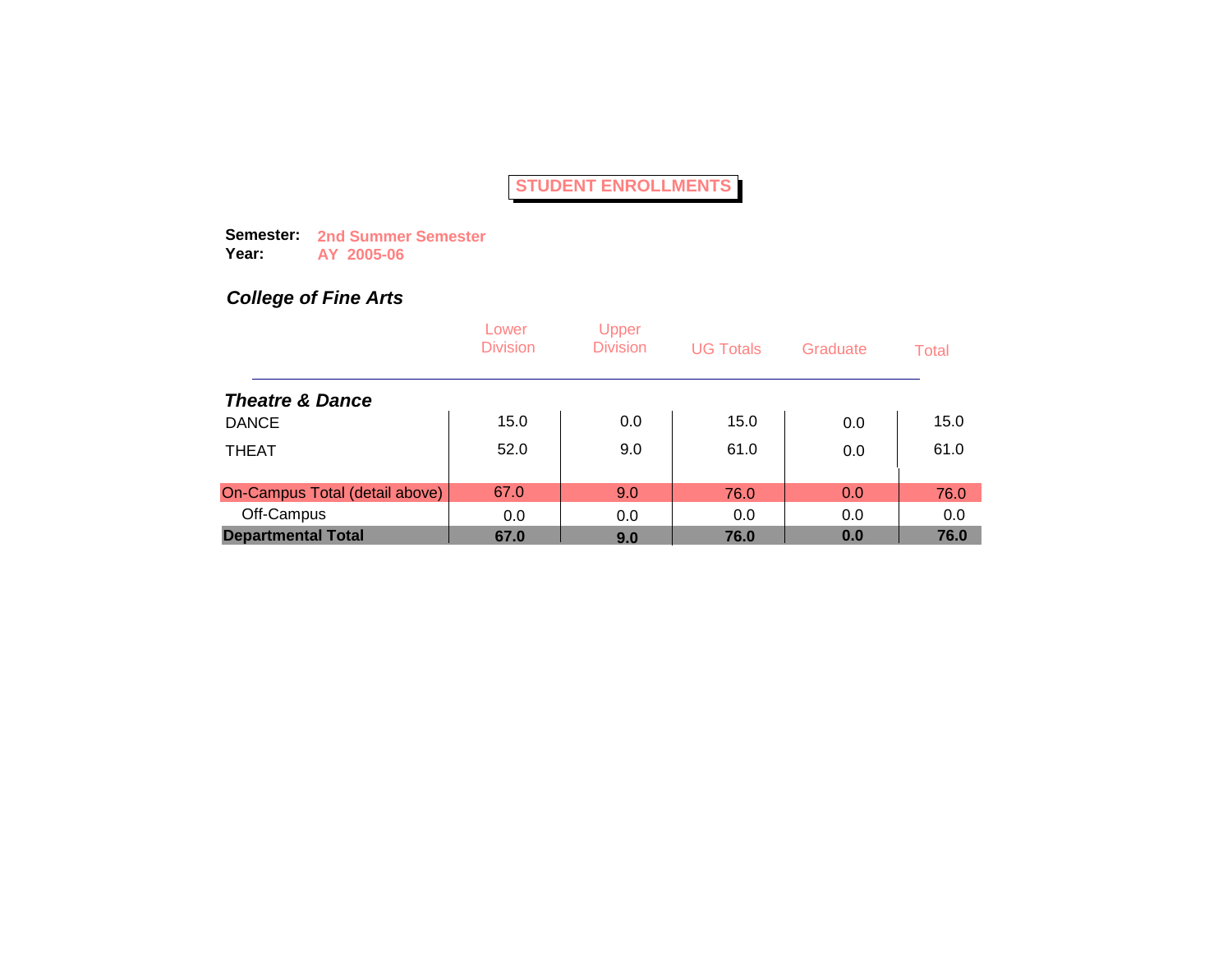# STUDENT ENROLLMENTS

**Semester:** **2nd Summer Semester**
**Year:** **AY 2005-06**

## *College of Fine Arts*

| | Lower Division | Upper Division | UG Totals | Graduate | Total |
|---|---|---|---|---|---|
| ***Theatre & Dance*** | | | | | |
| DANCE | 15.0 | 0.0 | 15.0 | 0.0 | 15.0 |
| THEAT | 52.0 | 9.0 | 61.0 | 0.0 | 61.0 |
| On-Campus Total (detail above) | 67.0 | 9.0 | 76.0 | 0.0 | 76.0 |
| Off-Campus | 0.0 | 0.0 | 0.0 | 0.0 | 0.0 |
| **Departmental Total** | **67.0** | **9.0** | **76.0** | **0.0** | **76.0** |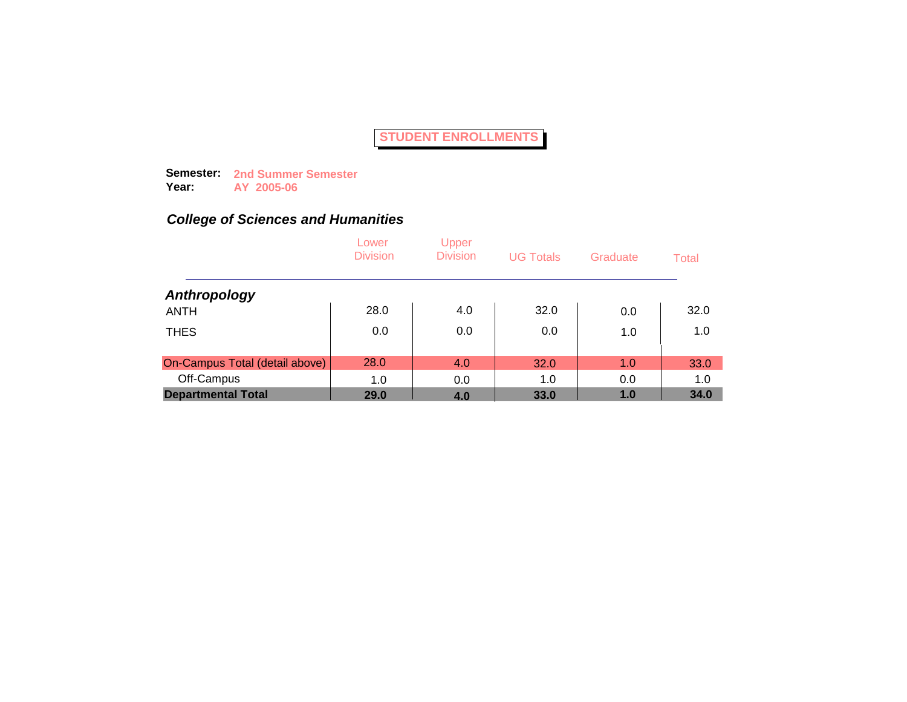## STUDENT ENROLLMENTS

**Semester:** **2nd Summer Semester**
**Year:** **AY 2005-06**

### *College of Sciences and Humanities*

| | Lower Division | Upper Division | UG Totals | Graduate | Total |
|---|---|---|---|---|---|
| ***Anthropology*** | | | | | |
| ANTH | 28.0 | 4.0 | 32.0 | 0.0 | 32.0 |
| THES | 0.0 | 0.0 | 0.0 | 1.0 | 1.0 |
| On-Campus Total (detail above) | 28.0 | 4.0 | 32.0 | 1.0 | 33.0 |
| Off-Campus | 1.0 | 0.0 | 1.0 | 0.0 | 1.0 |
| **Departmental Total** | **29.0** | **4.0** | **33.0** | **1.0** | **34.0** |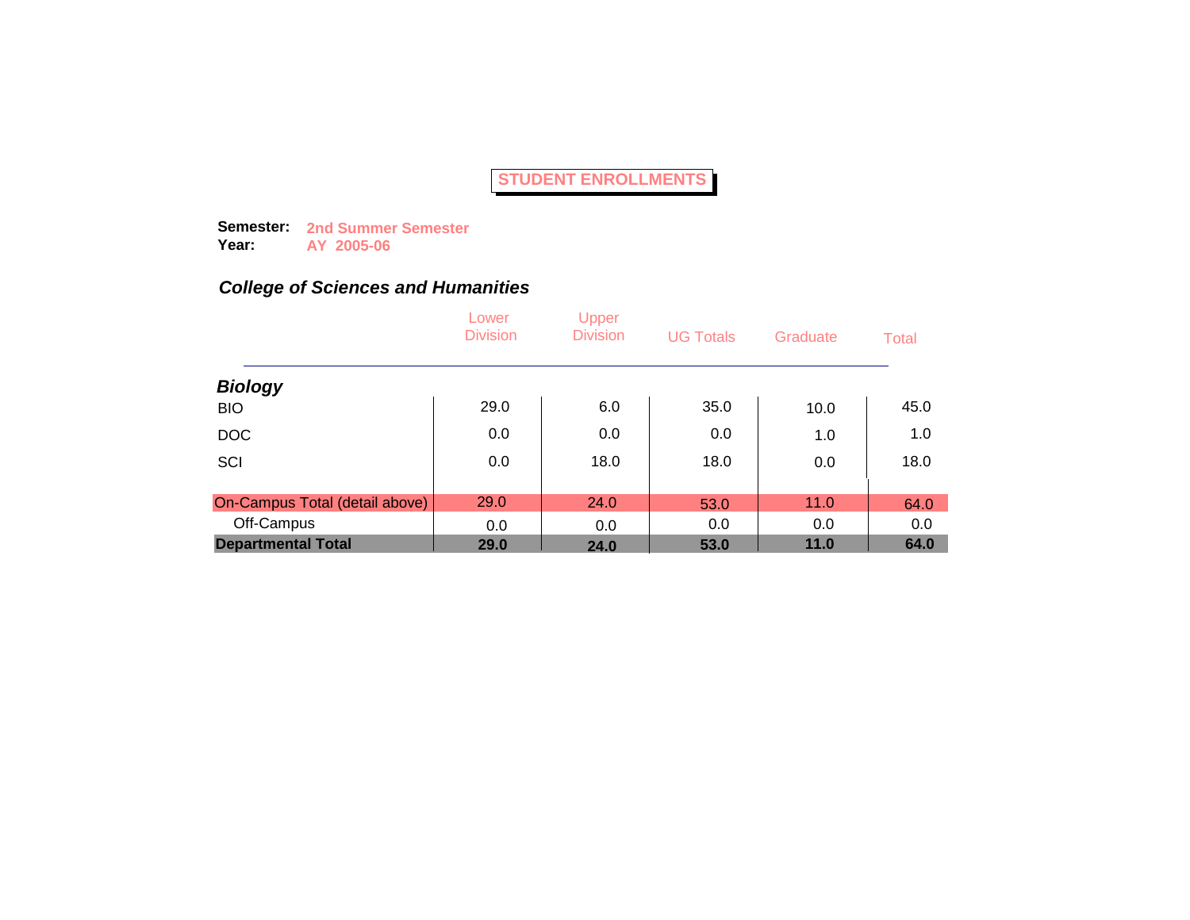# STUDENT ENROLLMENTS

**Semester:** **2nd Summer Semester**
**Year:** **AY 2005-06**

## *College of Sciences and Humanities*

| | Lower Division | Upper Division | UG Totals | Graduate | Total |
|---|---|---|---|---|---|
| ***Biology*** | | | | | |
| BIO | 29.0 | 6.0 | 35.0 | 10.0 | 45.0 |
| DOC | 0.0 | 0.0 | 0.0 | 1.0 | 1.0 |
| SCI | 0.0 | 18.0 | 18.0 | 0.0 | 18.0 |
| On-Campus Total (detail above) | 29.0 | 24.0 | 53.0 | 11.0 | 64.0 |
| Off-Campus | 0.0 | 0.0 | 0.0 | 0.0 | 0.0 |
| **Departmental Total** | **29.0** | **24.0** | **53.0** | **11.0** | **64.0** |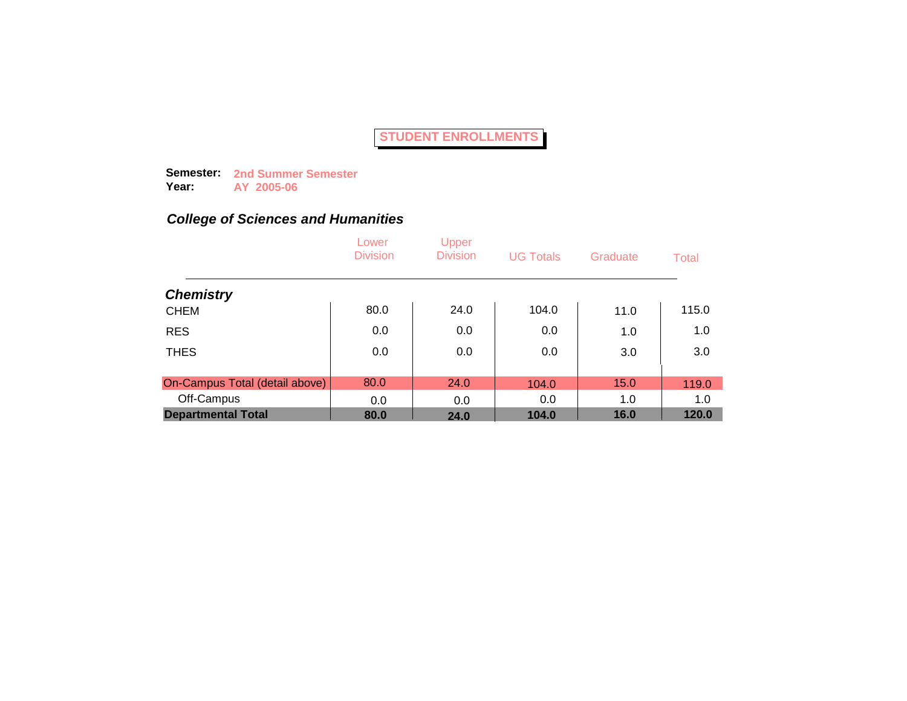# STUDENT ENROLLMENTS

**Semester:** **2nd Summer Semester**
**Year:** **AY 2005-06**

## *College of Sciences and Humanities*

| | Lower Division | Upper Division | UG Totals | Graduate | Total |
|---|---|---|---|---|---|
| ***Chemistry*** | | | | | |
| CHEM | 80.0 | 24.0 | 104.0 | 11.0 | 115.0 |
| RES | 0.0 | 0.0 | 0.0 | 1.0 | 1.0 |
| THES | 0.0 | 0.0 | 0.0 | 3.0 | 3.0 |
| On-Campus Total (detail above) | 80.0 | 24.0 | 104.0 | 15.0 | 119.0 |
| Off-Campus | 0.0 | 0.0 | 0.0 | 1.0 | 1.0 |
| **Departmental Total** | **80.0** | **24.0** | **104.0** | **16.0** | **120.0** |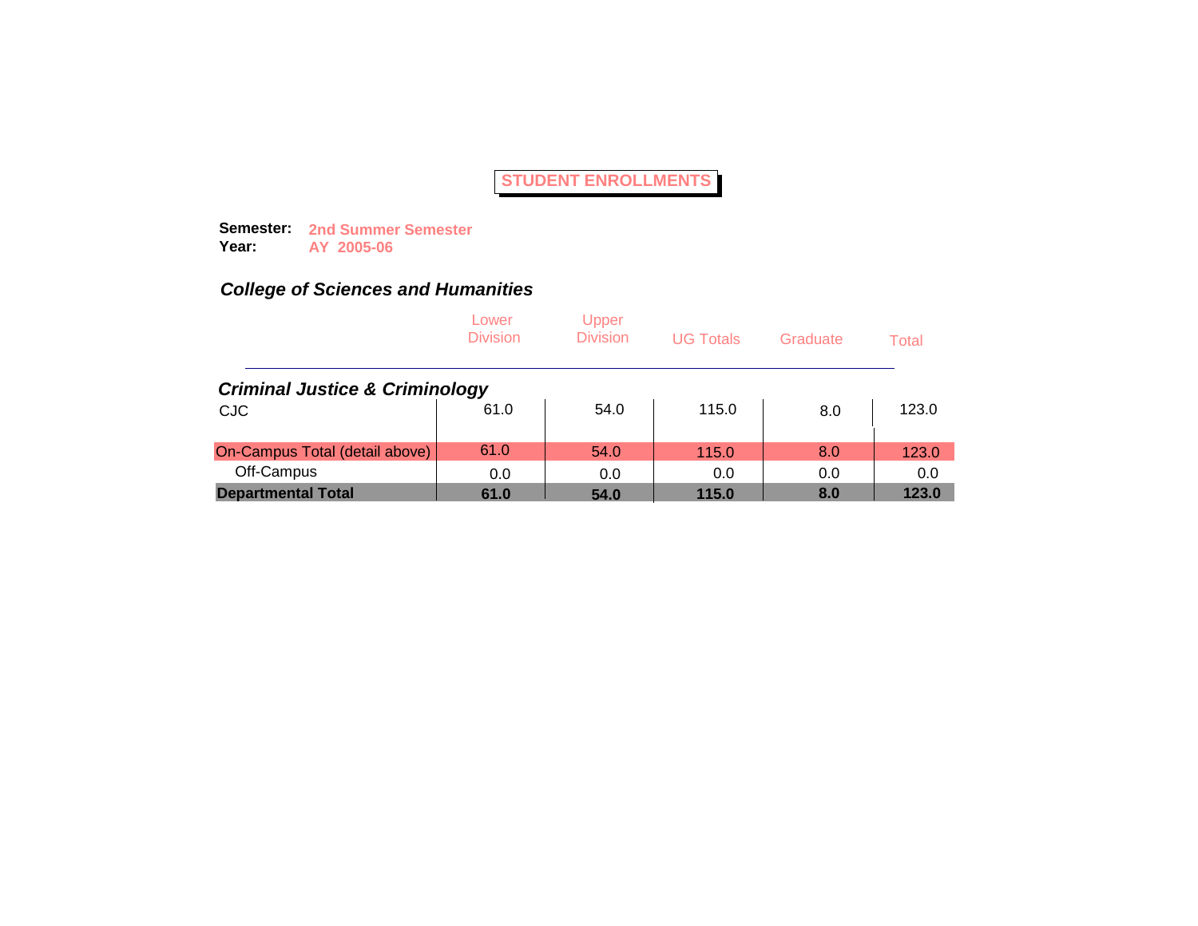# STUDENT ENROLLMENTS

**Semester:** **2nd Summer Semester**
**Year:** **AY 2005-06**

## *College of Sciences and Humanities*

| | Lower Division | Upper Division | UG Totals | Graduate | Total |
|---|---|---|---|---|---|
| ***Criminal Justice & Criminology*** | | | | | |
| CJC | 61.0 | 54.0 | 115.0 | 8.0 | 123.0 |
| On-Campus Total (detail above) | 61.0 | 54.0 | 115.0 | 8.0 | 123.0 |
| Off-Campus | 0.0 | 0.0 | 0.0 | 0.0 | 0.0 |
| **Departmental Total** | **61.0** | **54.0** | **115.0** | **8.0** | **123.0** |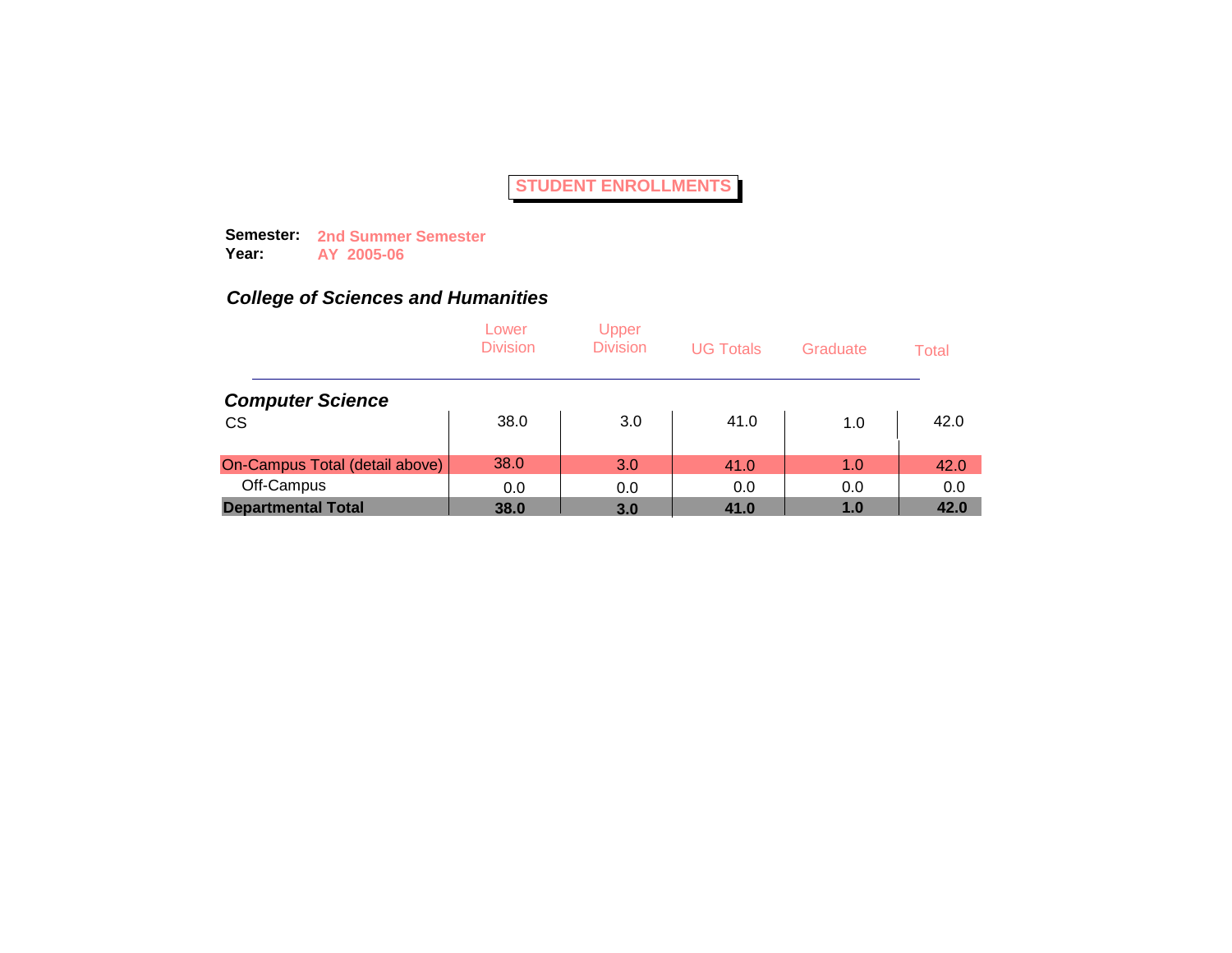# STUDENT ENROLLMENTS

**Semester:** **2nd Summer Semester**
**Year:** **AY 2005-06**

## *College of Sciences and Humanities*

| | Lower Division | Upper Division | UG Totals | Graduate | Total |
|---|---|---|---|---|---|
| ***Computer Science*** | | | | | |
| CS | 38.0 | 3.0 | 41.0 | 1.0 | 42.0 |
| On-Campus Total (detail above) | 38.0 | 3.0 | 41.0 | 1.0 | 42.0 |
| Off-Campus | 0.0 | 0.0 | 0.0 | 0.0 | 0.0 |
| **Departmental Total** | **38.0** | **3.0** | **41.0** | **1.0** | **42.0** |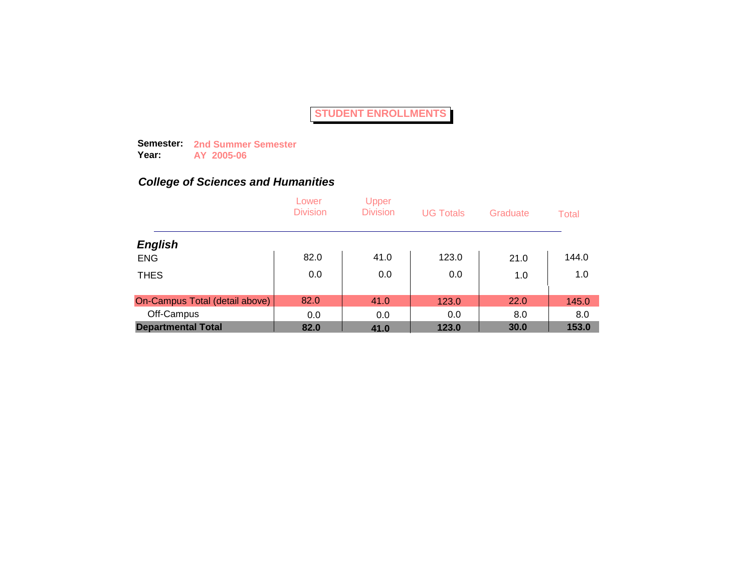# STUDENT ENROLLMENTS

**Semester:** **2nd Summer Semester**
**Year:** **AY 2005-06**

### *College of Sciences and Humanities*

| | Lower Division | Upper Division | UG Totals | Graduate | Total |
|---|---|---|---|---|---|
| ***English*** | | | | | |
| ENG | 82.0 | 41.0 | 123.0 | 21.0 | 144.0 |
| THES | 0.0 | 0.0 | 0.0 | 1.0 | 1.0 |
| On-Campus Total (detail above) | 82.0 | 41.0 | 123.0 | 22.0 | 145.0 |
| Off-Campus | 0.0 | 0.0 | 0.0 | 8.0 | 8.0 |
| **Departmental Total** | **82.0** | **41.0** | **123.0** | **30.0** | **153.0** |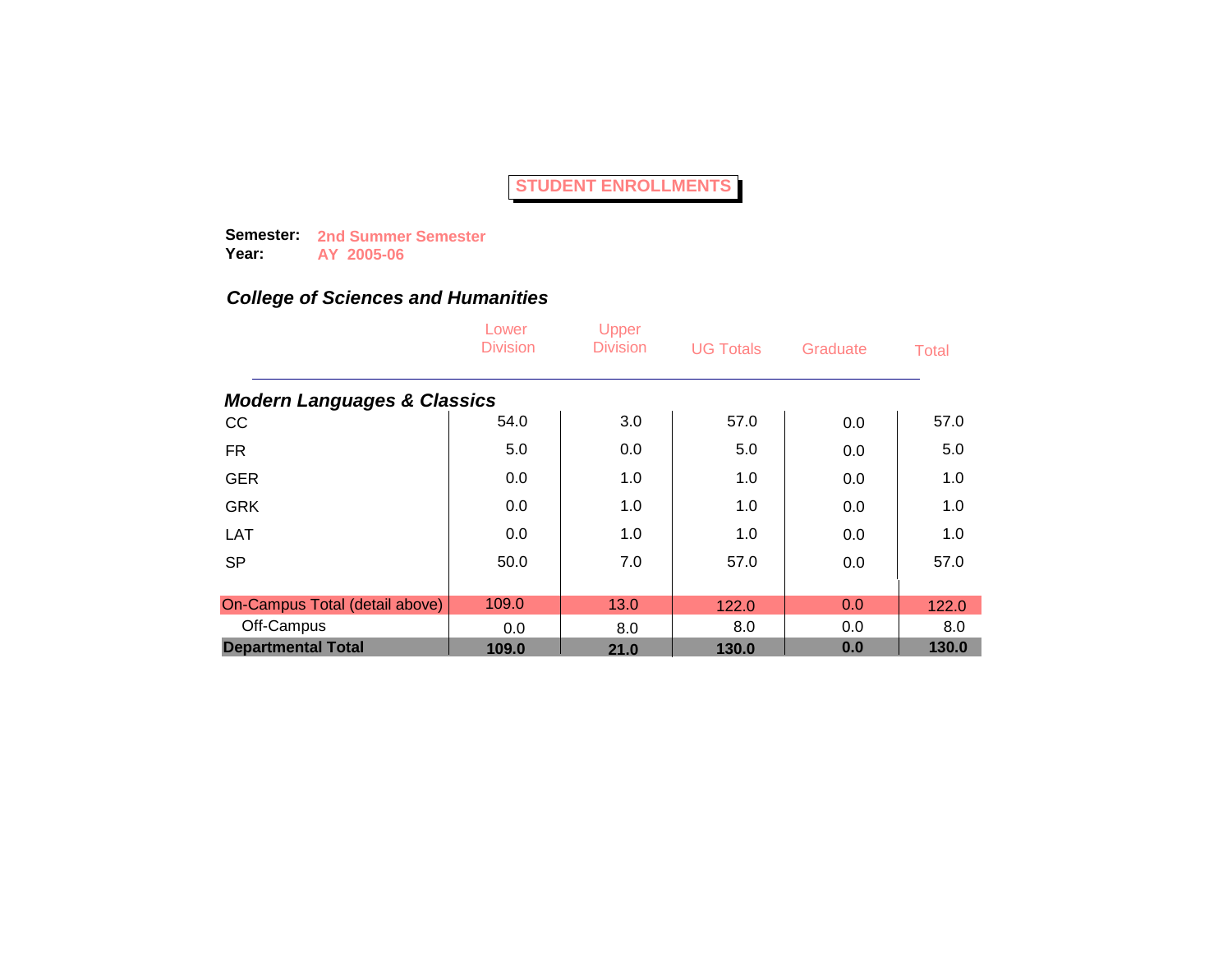# STUDENT ENROLLMENTS

**Semester:** 2nd Summer Semester
**Year:** AY 2005-06

## *College of Sciences and Humanities*

| | Lower Division | Upper Division | UG Totals | Graduate | Total |
|---|---|---|---|---|---|
| ***Modern Languages & Classics*** | | | | | |
| CC | 54.0 | 3.0 | 57.0 | 0.0 | 57.0 |
| FR | 5.0 | 0.0 | 5.0 | 0.0 | 5.0 |
| GER | 0.0 | 1.0 | 1.0 | 0.0 | 1.0 |
| GRK | 0.0 | 1.0 | 1.0 | 0.0 | 1.0 |
| LAT | 0.0 | 1.0 | 1.0 | 0.0 | 1.0 |
| SP | 50.0 | 7.0 | 57.0 | 0.0 | 57.0 |
| On-Campus Total (detail above) | 109.0 | 13.0 | 122.0 | 0.0 | 122.0 |
| Off-Campus | 0.0 | 8.0 | 8.0 | 0.0 | 8.0 |
| **Departmental Total** | **109.0** | **21.0** | **130.0** | **0.0** | **130.0** |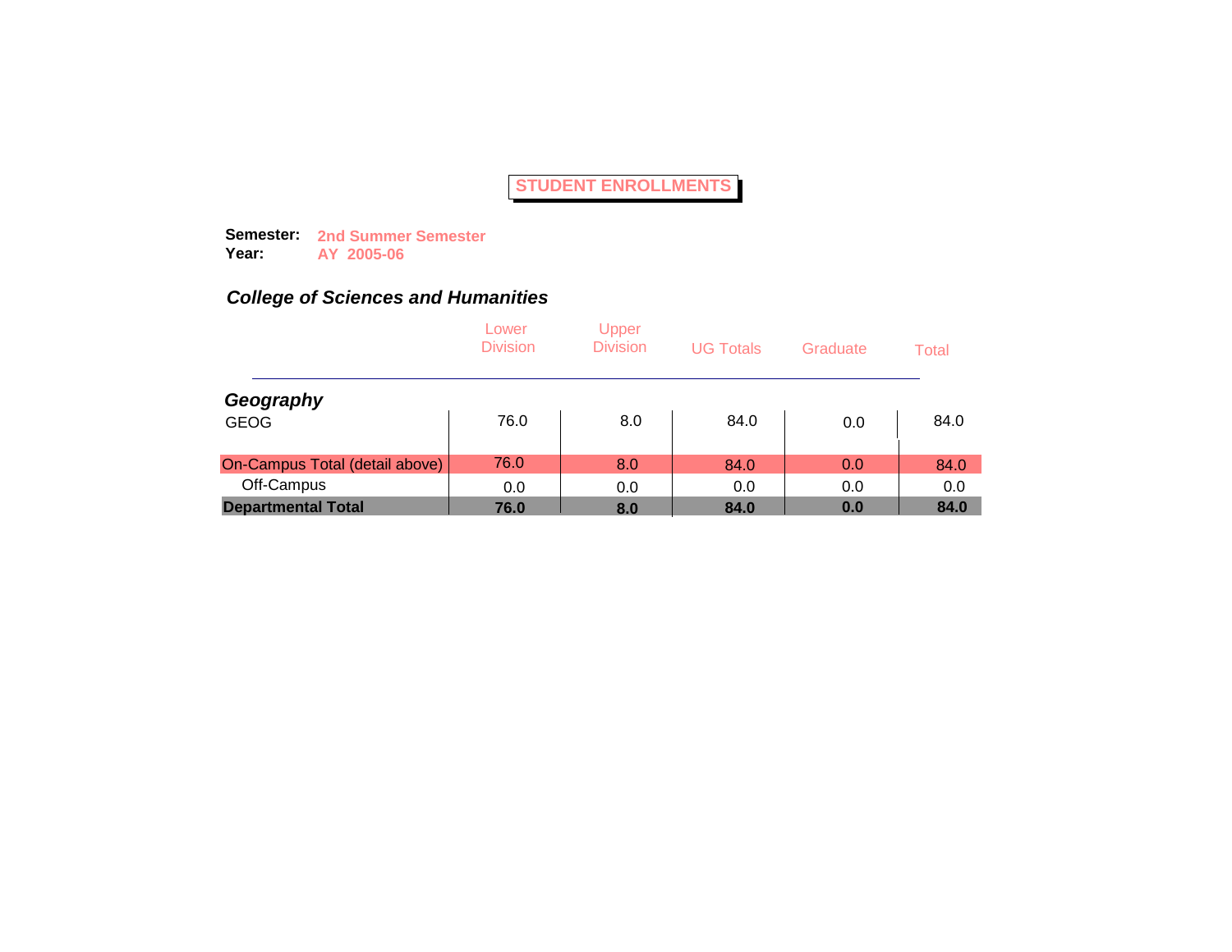# STUDENT ENROLLMENTS

**Semester:** 2nd Summer Semester
**Year:** AY 2005-06

## *College of Sciences and Humanities*

| | Lower Division | Upper Division | UG Totals | Graduate | Total |
|---|---|---|---|---|---|
| ***Geography*** | | | | | |
| GEOG | 76.0 | 8.0 | 84.0 | 0.0 | 84.0 |
| On-Campus Total (detail above) | 76.0 | 8.0 | 84.0 | 0.0 | 84.0 |
| Off-Campus | 0.0 | 0.0 | 0.0 | 0.0 | 0.0 |
| **Departmental Total** | **76.0** | **8.0** | **84.0** | **0.0** | **84.0** |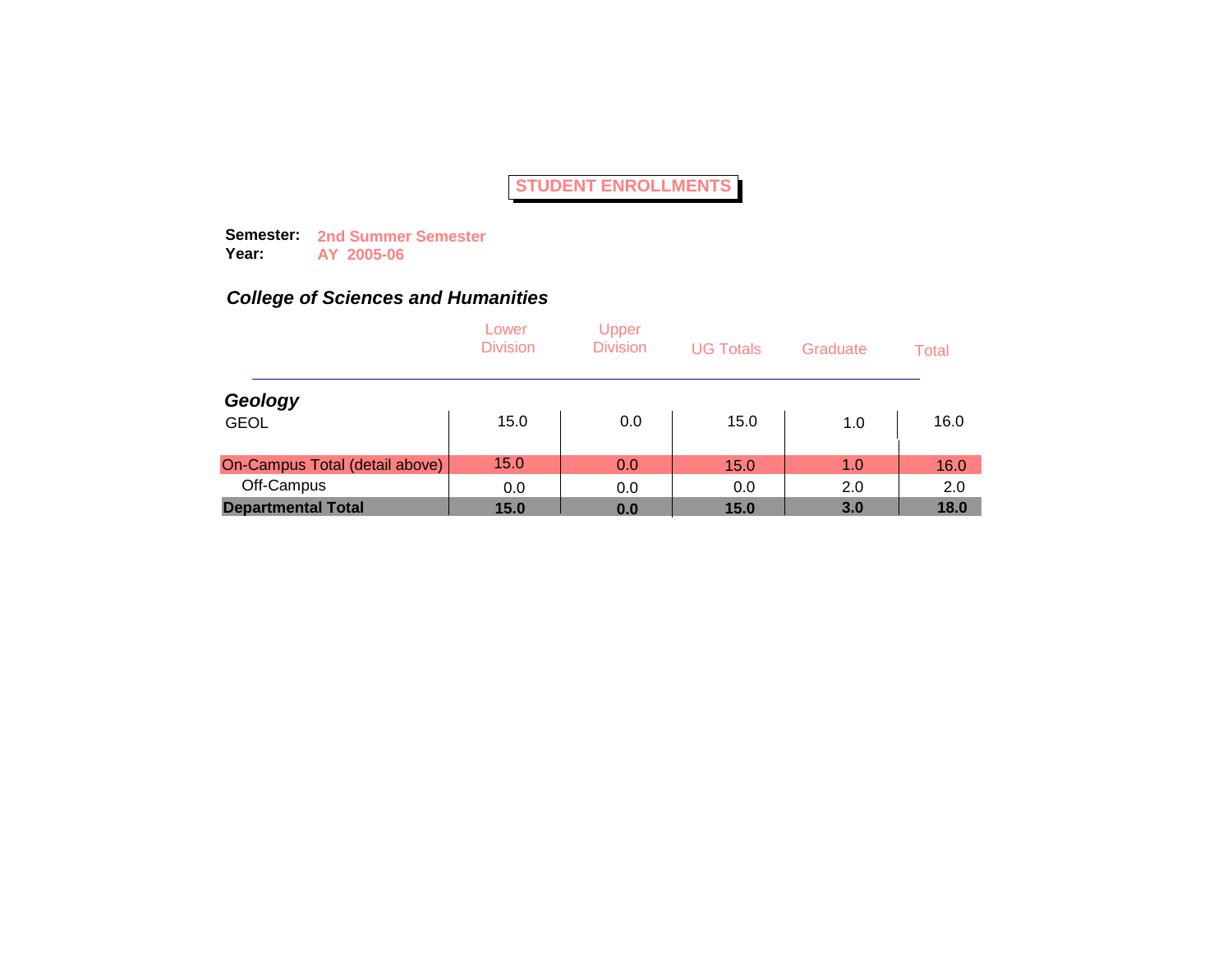# STUDENT ENROLLMENTS

**Semester:** **2nd Summer Semester**
**Year:** **AY 2005-06**

## *College of Sciences and Humanities*

| | Lower Division | Upper Division | UG Totals | Graduate | Total |
|---|---|---|---|---|---|
| ***Geology*** | | | | | |
| GEOL | 15.0 | 0.0 | 15.0 | 1.0 | 16.0 |
| On-Campus Total (detail above) | 15.0 | 0.0 | 15.0 | 1.0 | 16.0 |
| Off-Campus | 0.0 | 0.0 | 0.0 | 2.0 | 2.0 |
| **Departmental Total** | **15.0** | **0.0** | **15.0** | **3.0** | **18.0** |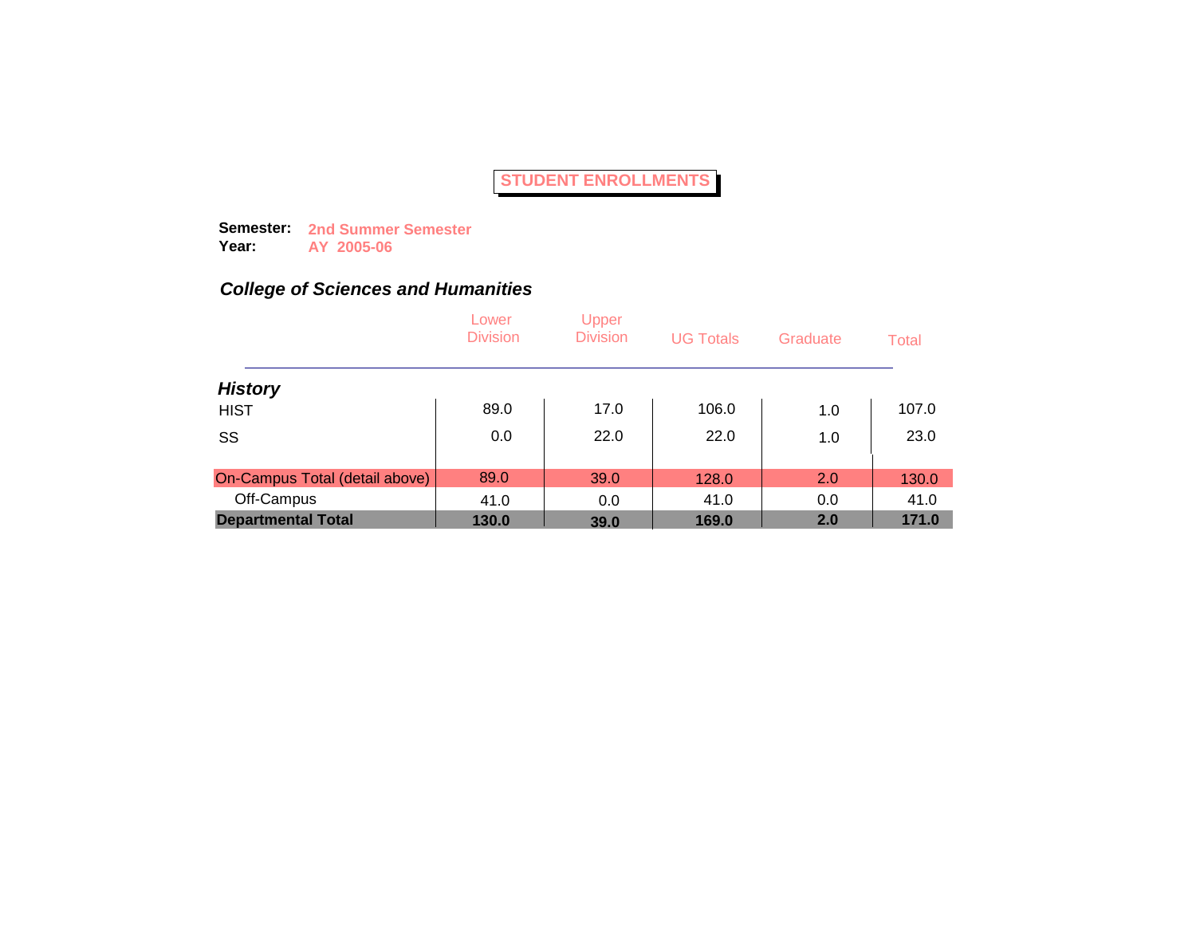# STUDENT ENROLLMENTS

**Semester:** **2nd Summer Semester**
**Year:** **AY 2005-06**

## *College of Sciences and Humanities*

| | Lower Division | Upper Division | UG Totals | Graduate | Total |
|---|---|---|---|---|---|
| ***History*** | | | | | |
| HIST | 89.0 | 17.0 | 106.0 | 1.0 | 107.0 |
| SS | 0.0 | 22.0 | 22.0 | 1.0 | 23.0 |
| On-Campus Total (detail above) | 89.0 | 39.0 | 128.0 | 2.0 | 130.0 |
| Off-Campus | 41.0 | 0.0 | 41.0 | 0.0 | 41.0 |
| **Departmental Total** | **130.0** | **39.0** | **169.0** | **2.0** | **171.0** |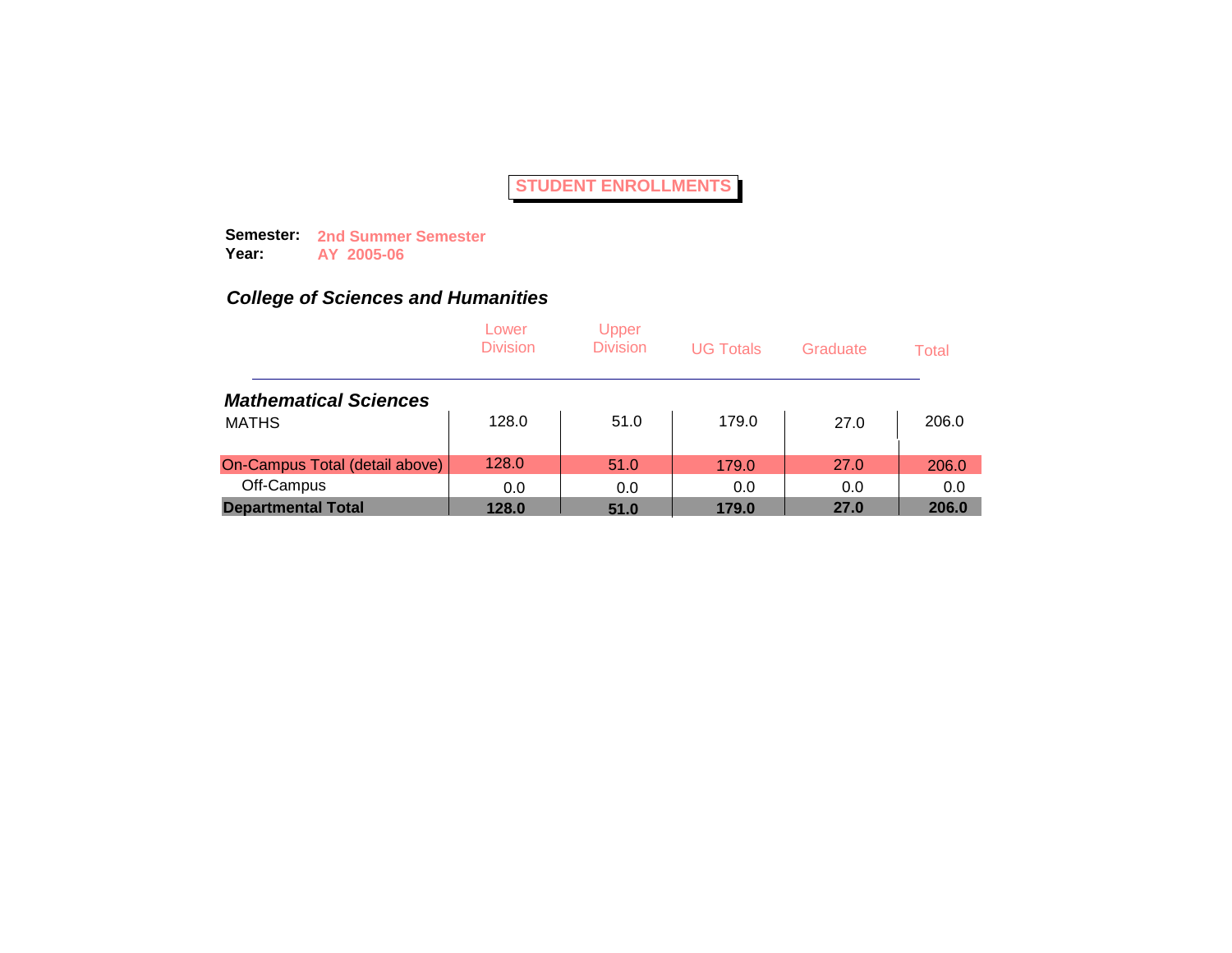# STUDENT ENROLLMENTS

**Semester:** **2nd Summer Semester**
**Year:** **AY 2005-06**

## *College of Sciences and Humanities*

| | Lower Division | Upper Division | UG Totals | Graduate | Total |
|---|---|---|---|---|---|
| ***Mathematical Sciences*** | | | | | |
| MATHS | 128.0 | 51.0 | 179.0 | 27.0 | 206.0 |
| On-Campus Total (detail above) | 128.0 | 51.0 | 179.0 | 27.0 | 206.0 |
| Off-Campus | 0.0 | 0.0 | 0.0 | 0.0 | 0.0 |
| **Departmental Total** | **128.0** | **51.0** | **179.0** | **27.0** | **206.0** |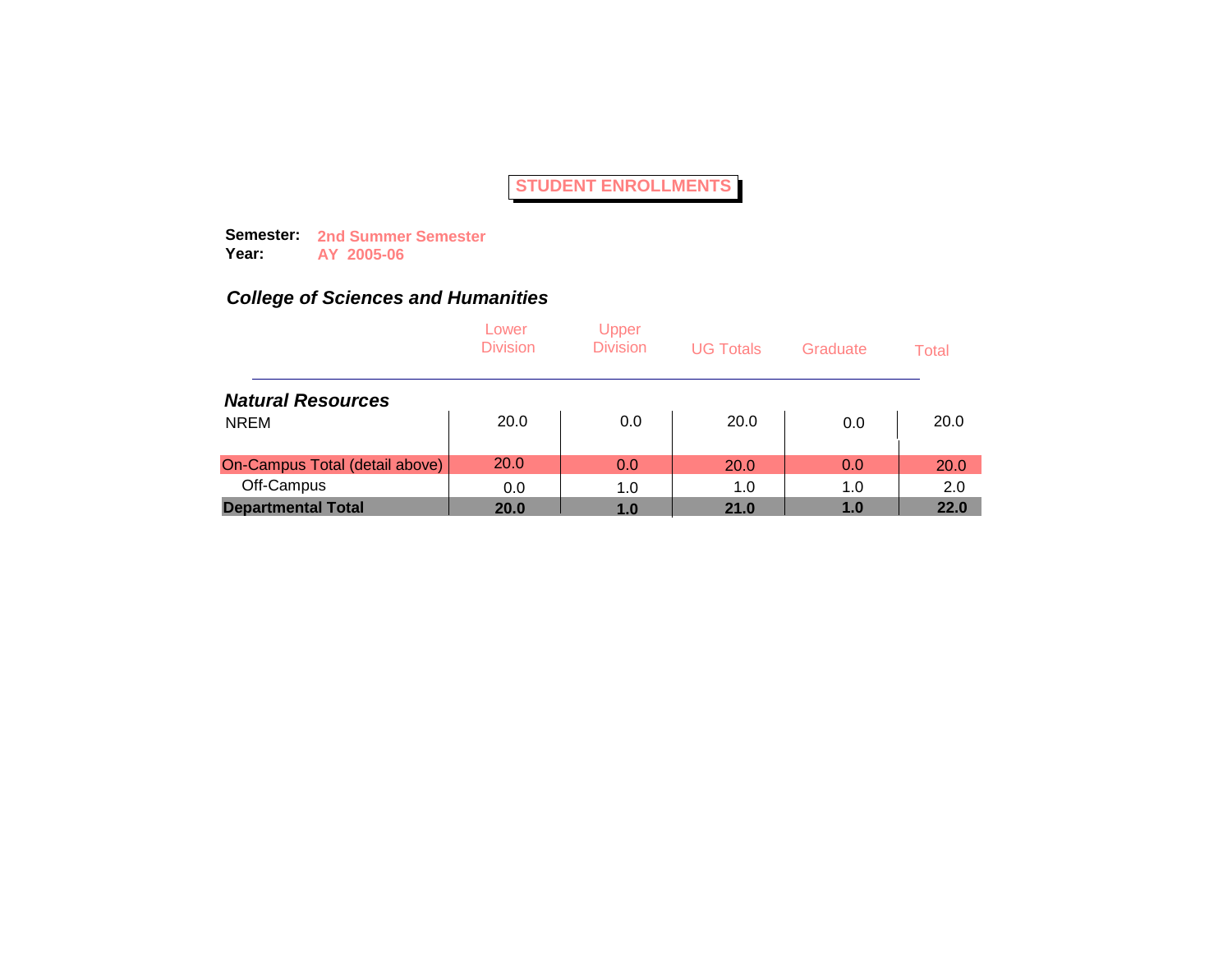# STUDENT ENROLLMENTS

**Semester:** **2nd Summer Semester**
**Year:** **AY 2005-06**

## *College of Sciences and Humanities*

| | Lower Division | Upper Division | UG Totals | Graduate | Total |
|---|---|---|---|---|---|
| ***Natural Resources*** | | | | | |
| NREM | 20.0 | 0.0 | 20.0 | 0.0 | 20.0 |
| On-Campus Total (detail above) | 20.0 | 0.0 | 20.0 | 0.0 | 20.0 |
| Off-Campus | 0.0 | 1.0 | 1.0 | 1.0 | 2.0 |
| **Departmental Total** | **20.0** | **1.0** | **21.0** | **1.0** | **22.0** |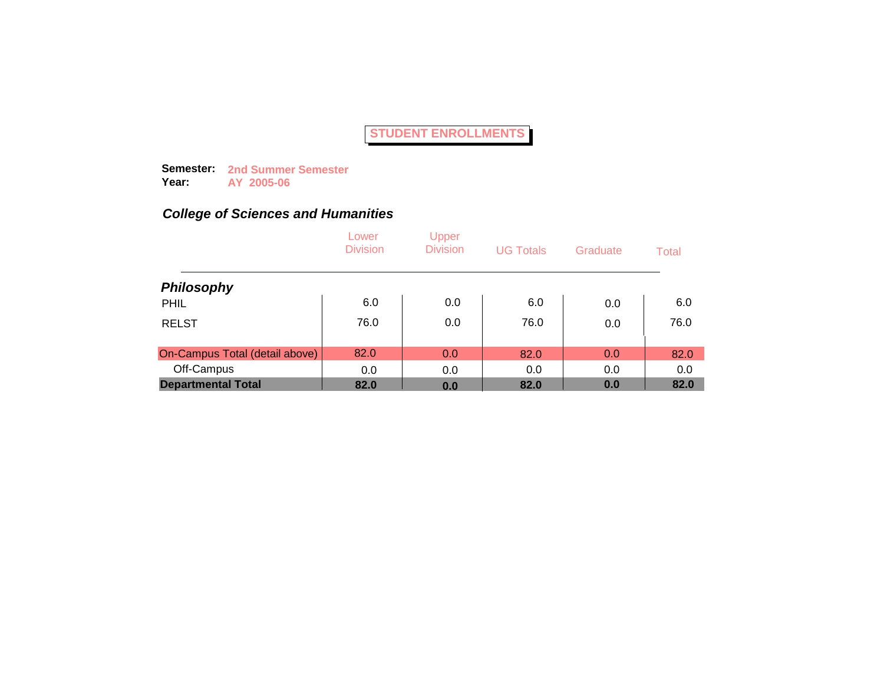# STUDENT ENROLLMENTS

**Semester:** **2nd Summer Semester**
**Year:** **AY 2005-06**

## *College of Sciences and Humanities*

| | Lower Division | Upper Division | UG Totals | Graduate | Total |
|---|---|---|---|---|---|
| ***Philosophy*** | | | | | |
| PHIL | 6.0 | 0.0 | 6.0 | 0.0 | 6.0 |
| RELST | 76.0 | 0.0 | 76.0 | 0.0 | 76.0 |
| On-Campus Total (detail above) | 82.0 | 0.0 | 82.0 | 0.0 | 82.0 |
| Off-Campus | 0.0 | 0.0 | 0.0 | 0.0 | 0.0 |
| **Departmental Total** | **82.0** | **0.0** | **82.0** | **0.0** | **82.0** |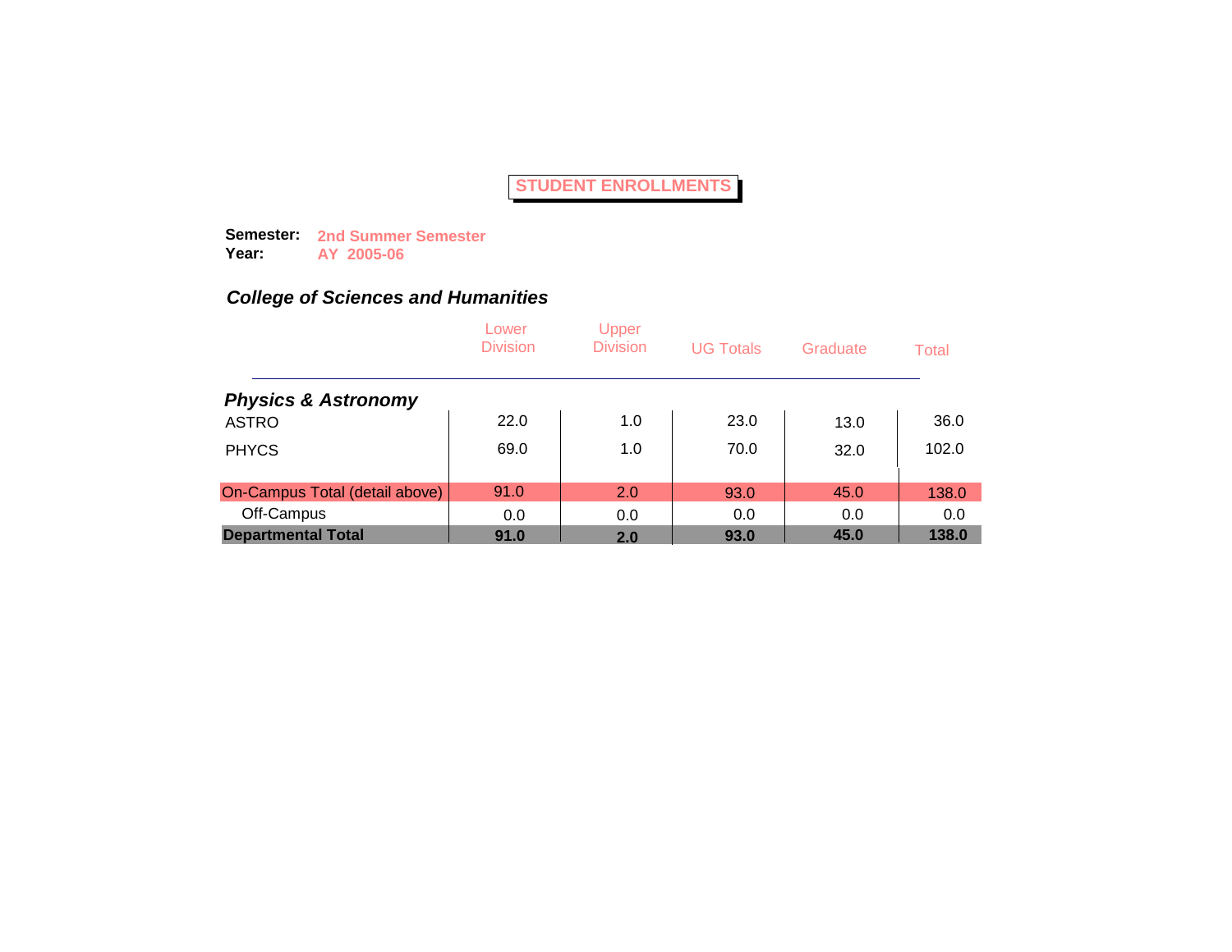# STUDENT ENROLLMENTS

**Semester:** **2nd Summer Semester**
**Year:** **AY 2005-06**

## *College of Sciences and Humanities*

| | Lower Division | Upper Division | UG Totals | Graduate | Total |
|---|---|---|---|---|---|
| ***Physics & Astronomy*** | | | | | |
| ASTRO | 22.0 | 1.0 | 23.0 | 13.0 | 36.0 |
| PHYCS | 69.0 | 1.0 | 70.0 | 32.0 | 102.0 |
| On-Campus Total (detail above) | 91.0 | 2.0 | 93.0 | 45.0 | 138.0 |
| Off-Campus | 0.0 | 0.0 | 0.0 | 0.0 | 0.0 |
| **Departmental Total** | **91.0** | **2.0** | **93.0** | **45.0** | **138.0** |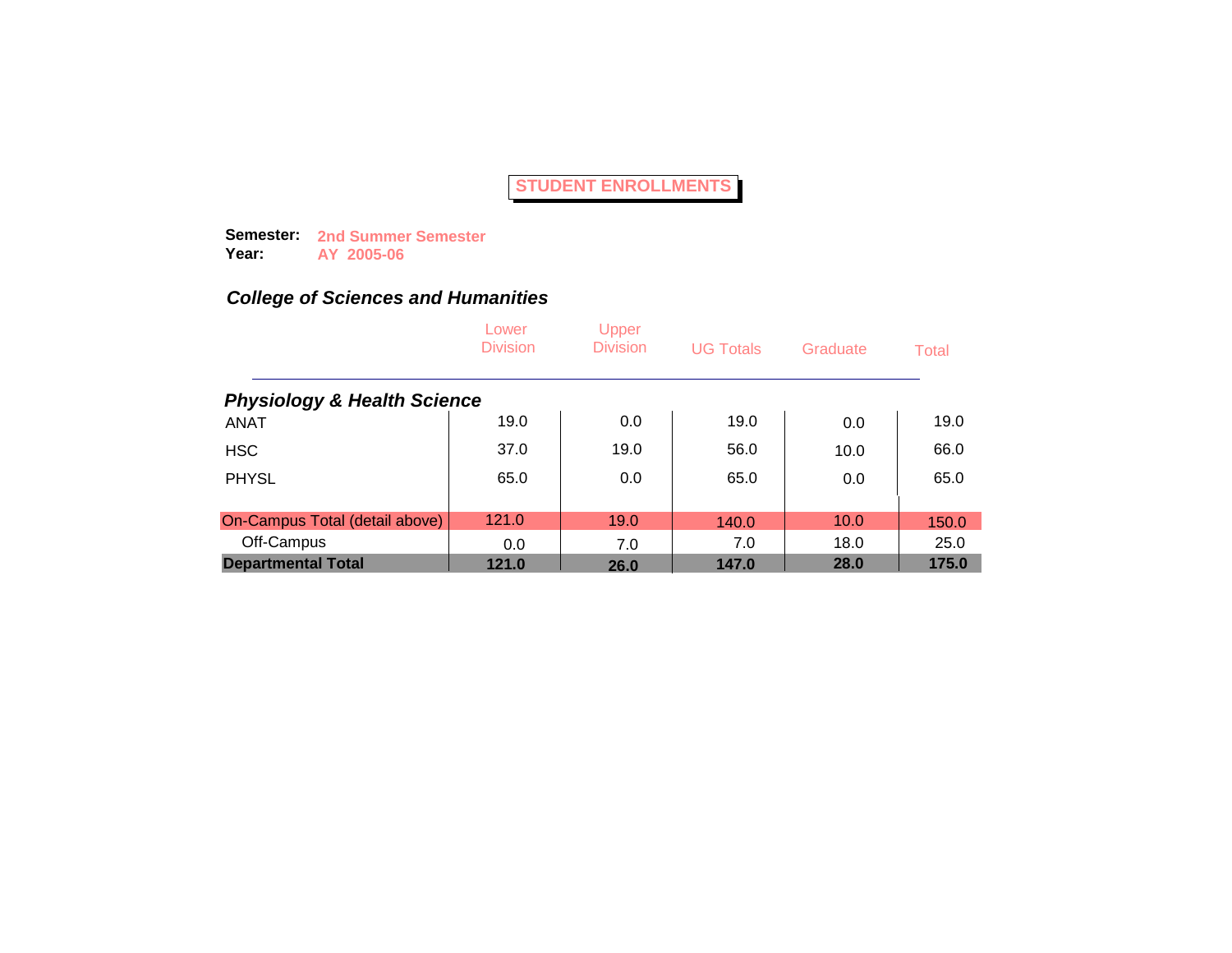# STUDENT ENROLLMENTS

**Semester:** **2nd Summer Semester**
**Year:** **AY 2005-06**

## *College of Sciences and Humanities*

| | Lower Division | Upper Division | UG Totals | Graduate | Total |
|---|---|---|---|---|---|
| ***Physiology & Health Science*** | | | | | |
| ANAT | 19.0 | 0.0 | 19.0 | 0.0 | 19.0 |
| HSC | 37.0 | 19.0 | 56.0 | 10.0 | 66.0 |
| PHYSL | 65.0 | 0.0 | 65.0 | 0.0 | 65.0 |
| On-Campus Total (detail above) | 121.0 | 19.0 | 140.0 | 10.0 | 150.0 |
| Off-Campus | 0.0 | 7.0 | 7.0 | 18.0 | 25.0 |
| **Departmental Total** | **121.0** | **26.0** | **147.0** | **28.0** | **175.0** |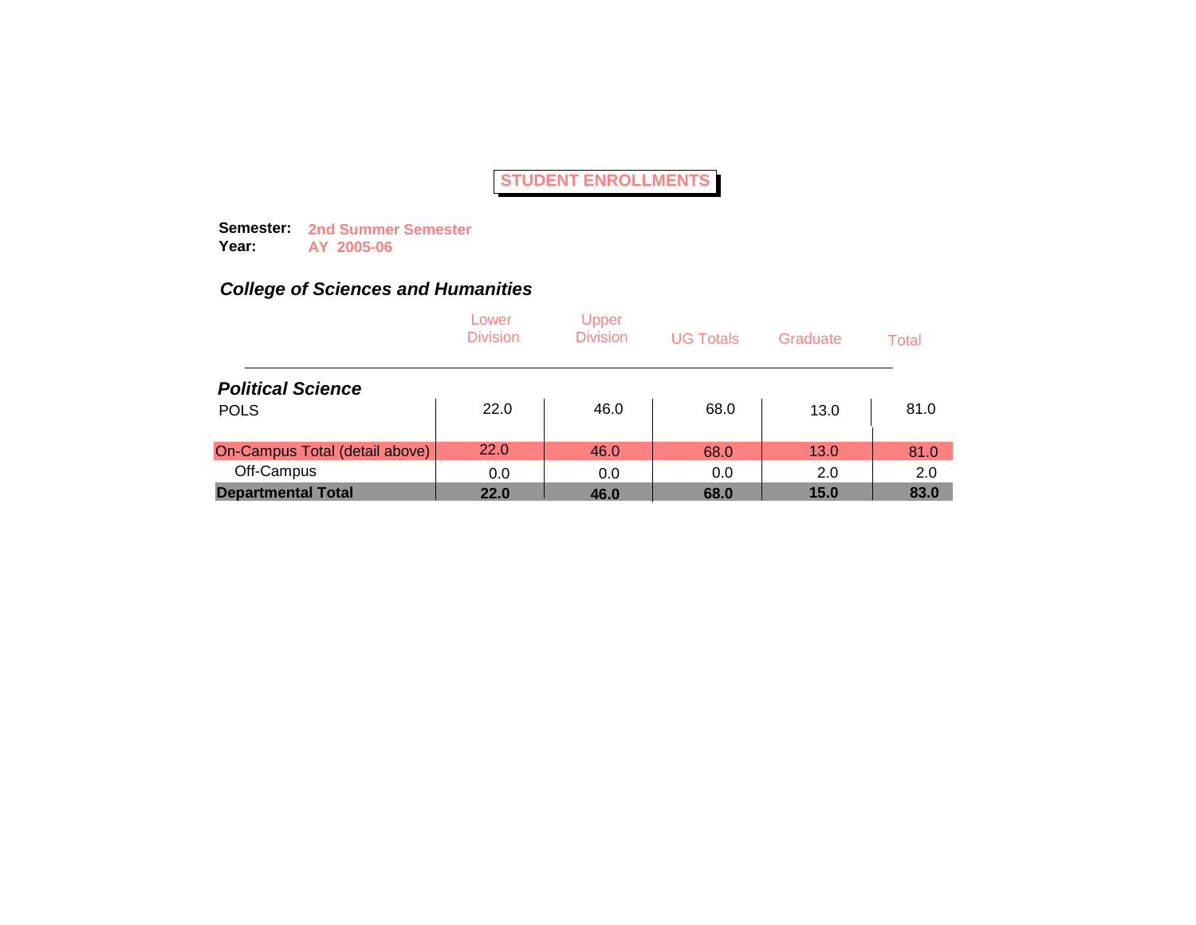# STUDENT ENROLLMENTS

**Semester:** **2nd Summer Semester**
**Year:** **AY 2005-06**

## *College of Sciences and Humanities*

| | Lower Division | Upper Division | UG Totals | Graduate | Total |
|---|---|---|---|---|---|
| ***Political Science*** | | | | | |
| POLS | 22.0 | 46.0 | 68.0 | 13.0 | 81.0 |
| On-Campus Total (detail above) | 22.0 | 46.0 | 68.0 | 13.0 | 81.0 |
| Off-Campus | 0.0 | 0.0 | 0.0 | 2.0 | 2.0 |
| **Departmental Total** | **22.0** | **46.0** | **68.0** | **15.0** | **83.0** |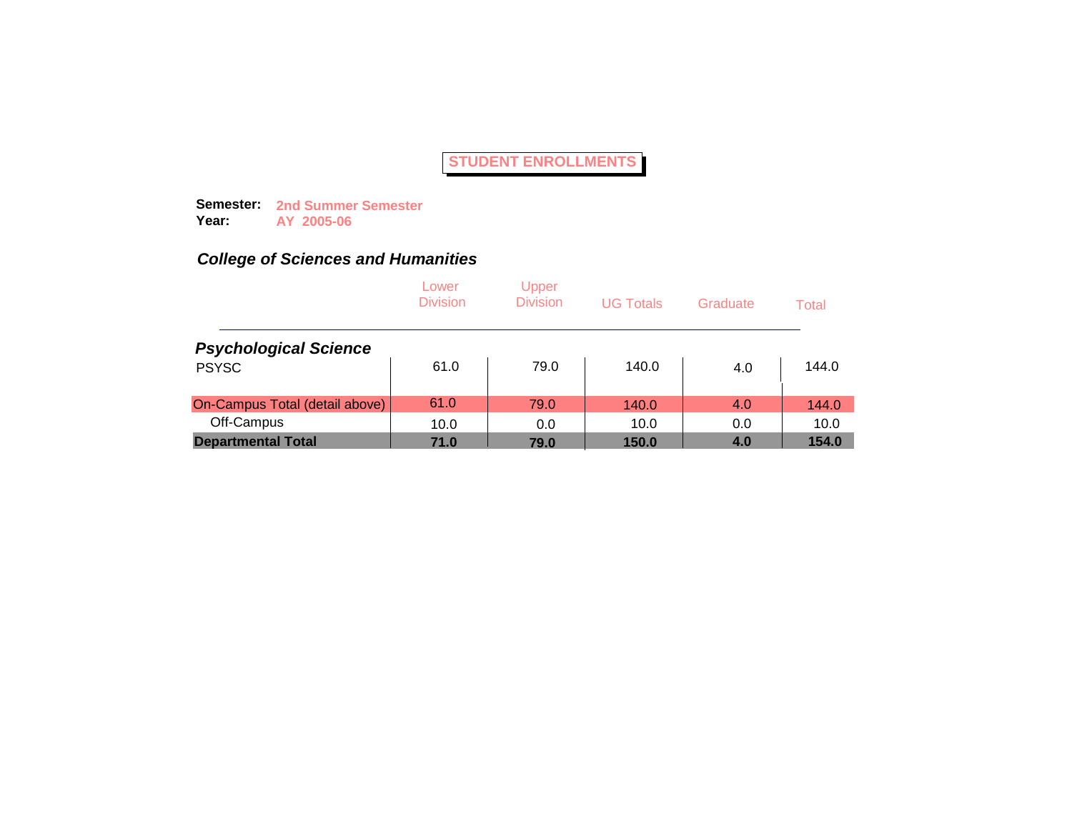# STUDENT ENROLLMENTS

**Semester:** **2nd Summer Semester**
**Year:** **AY 2005-06**

## *College of Sciences and Humanities*

| | Lower Division | Upper Division | UG Totals | Graduate | Total |
|---|---|---|---|---|---|
| ***Psychological Science*** | | | | | |
| PSYSC | 61.0 | 79.0 | 140.0 | 4.0 | 144.0 |
| On-Campus Total (detail above) | 61.0 | 79.0 | 140.0 | 4.0 | 144.0 |
| Off-Campus | 10.0 | 0.0 | 10.0 | 0.0 | 10.0 |
| **Departmental Total** | **71.0** | **79.0** | **150.0** | **4.0** | **154.0** |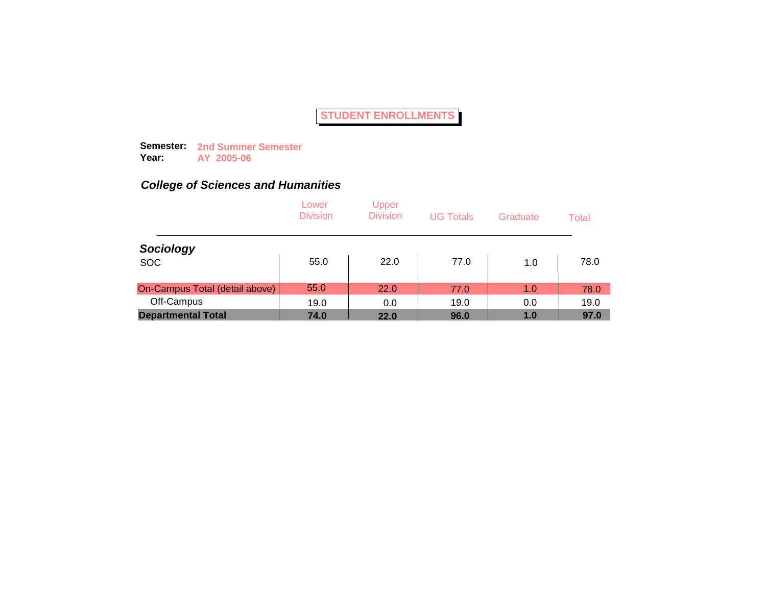# STUDENT ENROLLMENTS

**Semester:** **2nd Summer Semester**
**Year:** **AY 2005-06**

## *College of Sciences and Humanities*

| | Lower Division | Upper Division | UG Totals | Graduate | Total |
|---|---|---|---|---|---|
| ***Sociology*** | | | | | |
| SOC | 55.0 | 22.0 | 77.0 | 1.0 | 78.0 |
| On-Campus Total (detail above) | 55.0 | 22.0 | 77.0 | 1.0 | 78.0 |
| Off-Campus | 19.0 | 0.0 | 19.0 | 0.0 | 19.0 |
| **Departmental Total** | **74.0** | **22.0** | **96.0** | **1.0** | **97.0** |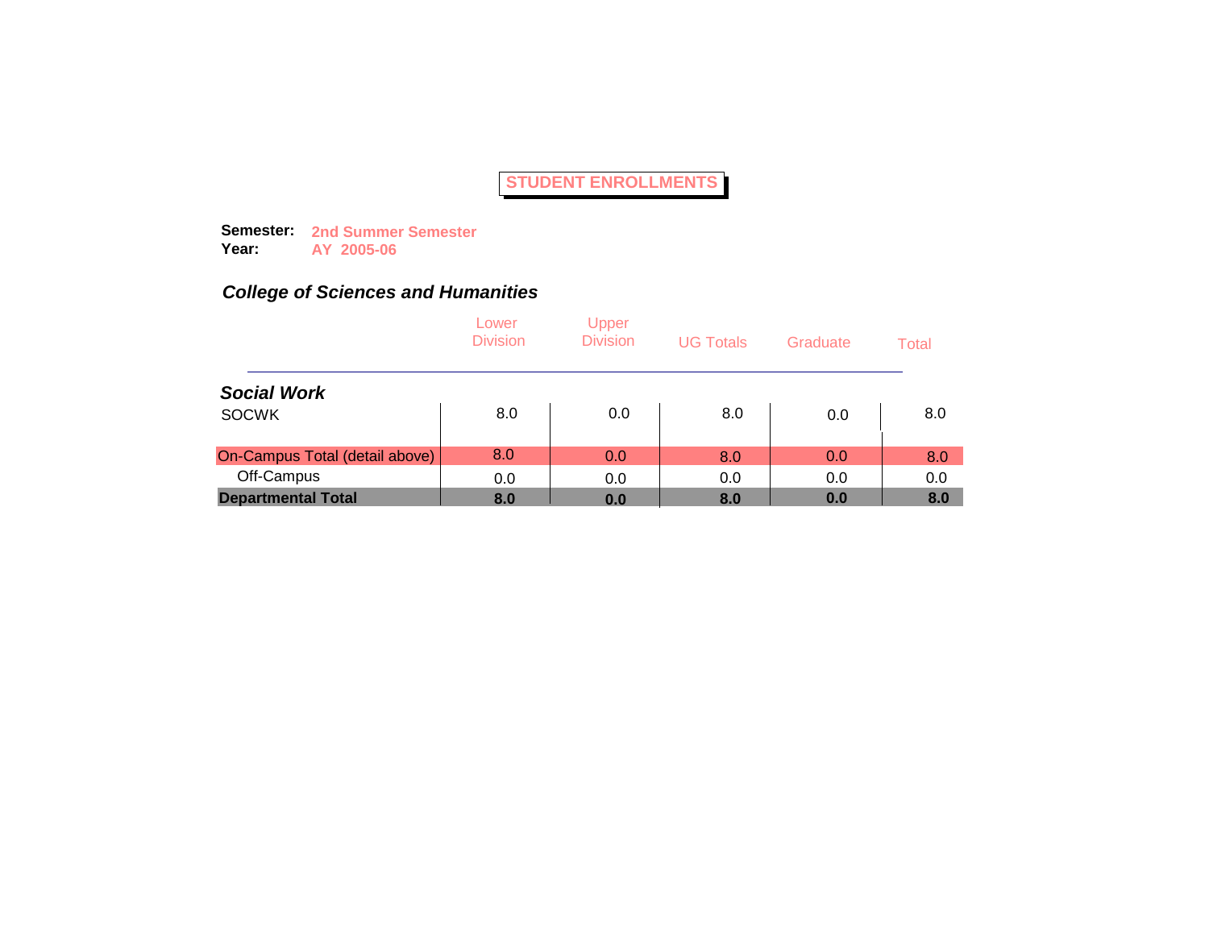# STUDENT ENROLLMENTS

**Semester:** **2nd Summer Semester**
**Year:** **AY 2005-06**

## *College of Sciences and Humanities*

| | Lower Division | Upper Division | UG Totals | Graduate | Total |
|---|---|---|---|---|---|
| ***Social Work*** | | | | | |
| SOCWK | 8.0 | 0.0 | 8.0 | 0.0 | 8.0 |
| On-Campus Total (detail above) | 8.0 | 0.0 | 8.0 | 0.0 | 8.0 |
| Off-Campus | 0.0 | 0.0 | 0.0 | 0.0 | 0.0 |
| **Departmental Total** | **8.0** | **0.0** | **8.0** | **0.0** | **8.0** |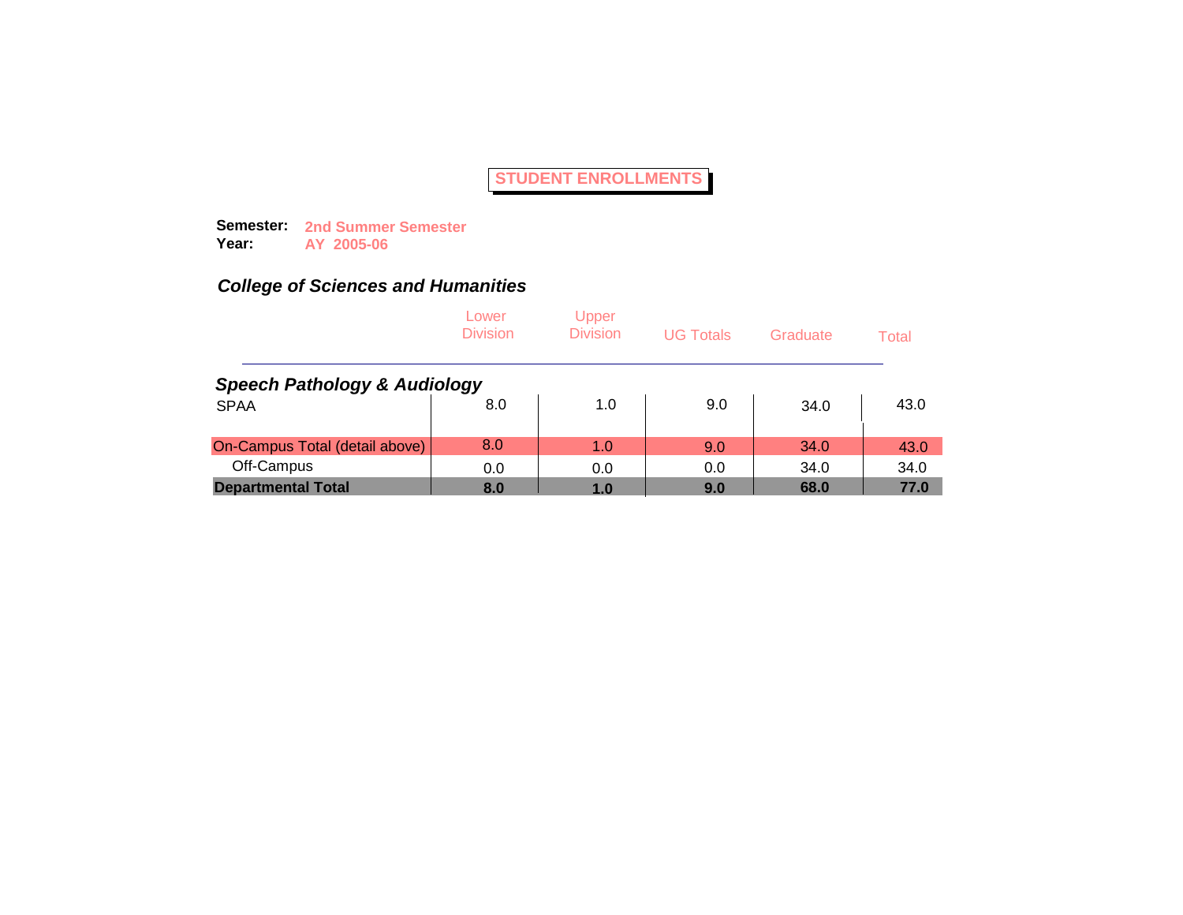# STUDENT ENROLLMENTS

**Semester:** **2nd Summer Semester**
**Year:** **AY 2005-06**

## *College of Sciences and Humanities*

| | Lower Division | Upper Division | UG Totals | Graduate | Total |
|---|---|---|---|---|---|
| ***Speech Pathology & Audiology*** | | | | | |
| SPAA | 8.0 | 1.0 | 9.0 | 34.0 | 43.0 |
| On-Campus Total (detail above) | 8.0 | 1.0 | 9.0 | 34.0 | 43.0 |
| Off-Campus | 0.0 | 0.0 | 0.0 | 34.0 | 34.0 |
| **Departmental Total** | **8.0** | **1.0** | **9.0** | **68.0** | **77.0** |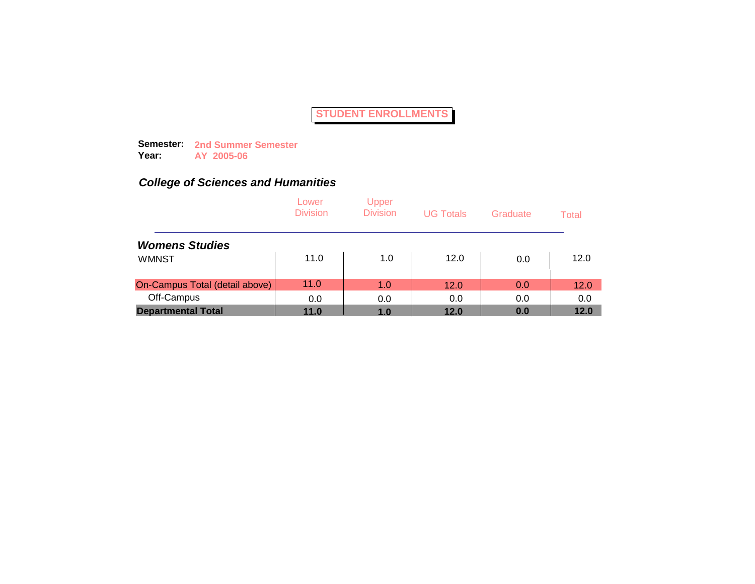# STUDENT ENROLLMENTS

**Semester:** **2nd Summer Semester**
**Year:** **AY 2005-06**

## *College of Sciences and Humanities*

| | Lower Division | Upper Division | UG Totals | Graduate | Total |
|---|---|---|---|---|---|
| ***Womens Studies*** | | | | | |
| WMNST | 11.0 | 1.0 | 12.0 | 0.0 | 12.0 |
| On-Campus Total (detail above) | 11.0 | 1.0 | 12.0 | 0.0 | 12.0 |
| Off-Campus | 0.0 | 0.0 | 0.0 | 0.0 | 0.0 |
| **Departmental Total** | **11.0** | **1.0** | **12.0** | **0.0** | **12.0** |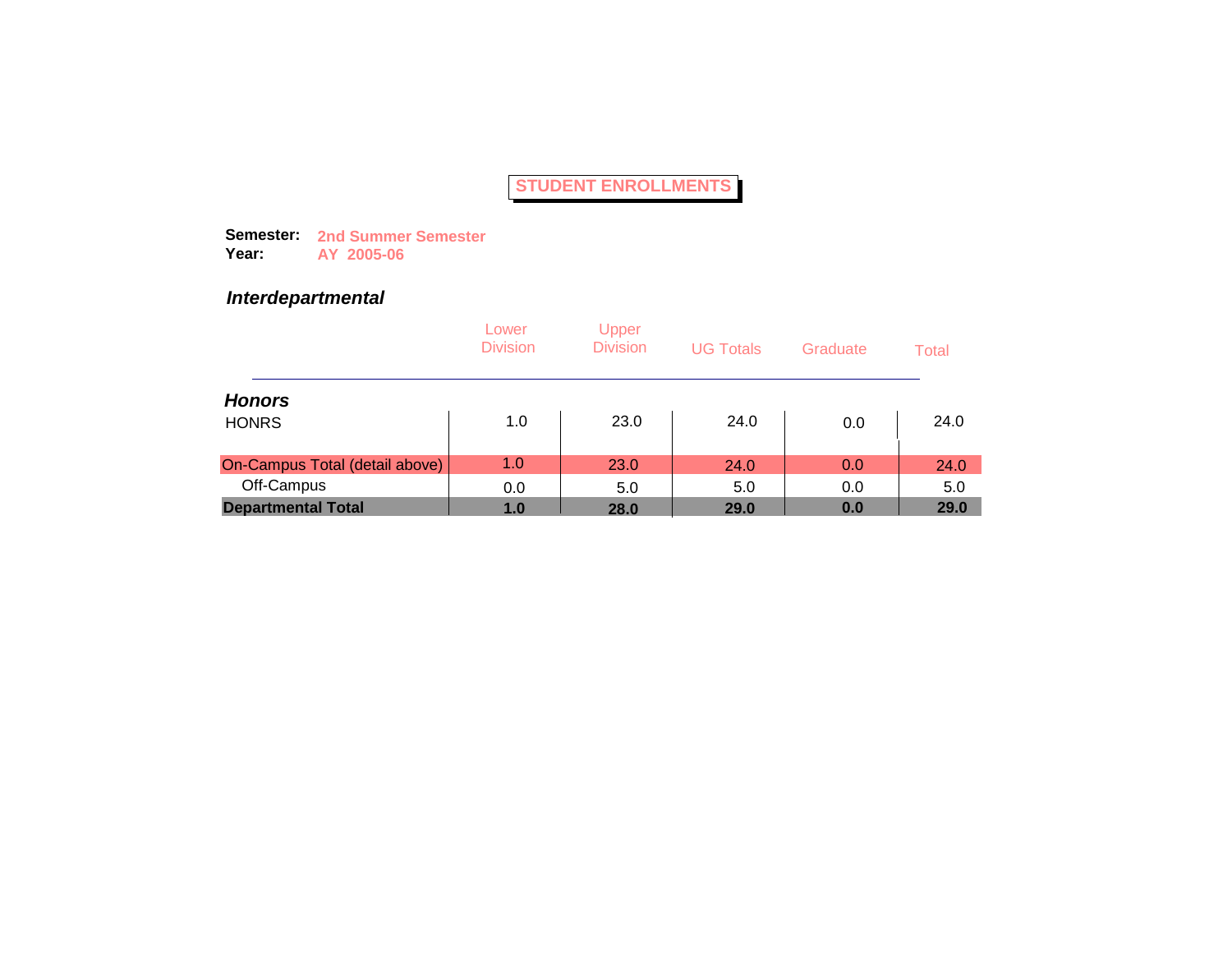# STUDENT ENROLLMENTS

**Semester:** **2nd Summer Semester**
**Year:** **AY 2005-06**

## *Interdepartmental*

| | Lower Division | Upper Division | UG Totals | Graduate | Total |
|---|---|---|---|---|---|
| ***Honors*** | | | | | |
| HONRS | 1.0 | 23.0 | 24.0 | 0.0 | 24.0 |
| On-Campus Total (detail above) | 1.0 | 23.0 | 24.0 | 0.0 | 24.0 |
| Off-Campus | 0.0 | 5.0 | 5.0 | 0.0 | 5.0 |
| **Departmental Total** | **1.0** | **28.0** | **29.0** | **0.0** | **29.0** |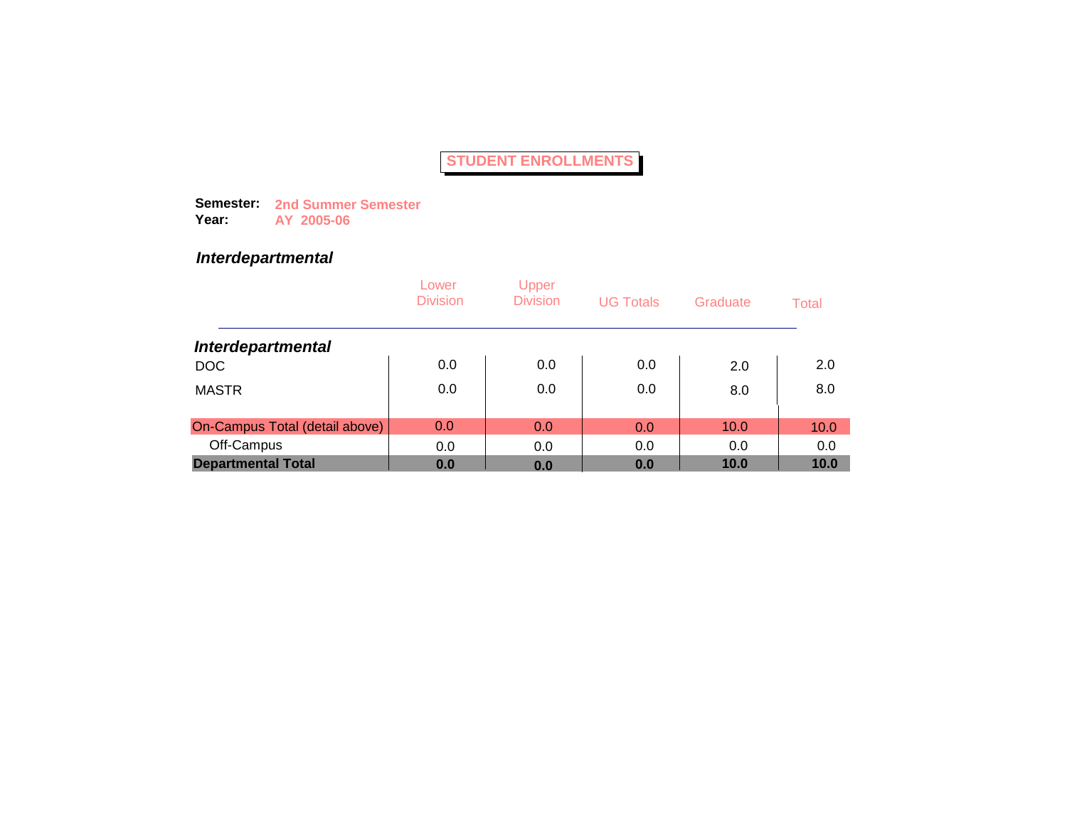# STUDENT ENROLLMENTS

**Semester:** **2nd Summer Semester**
**Year:** **AY 2005-06**

## *Interdepartmental*

| | Lower Division | Upper Division | UG Totals | Graduate | Total |
|---|---|---|---|---|---|
| ***Interdepartmental*** | | | | | |
| DOC | 0.0 | 0.0 | 0.0 | 2.0 | 2.0 |
| MASTR | 0.0 | 0.0 | 0.0 | 8.0 | 8.0 |
| On-Campus Total (detail above) | 0.0 | 0.0 | 0.0 | 10.0 | 10.0 |
| Off-Campus | 0.0 | 0.0 | 0.0 | 0.0 | 0.0 |
| **Departmental Total** | **0.0** | **0.0** | **0.0** | **10.0** | **10.0** |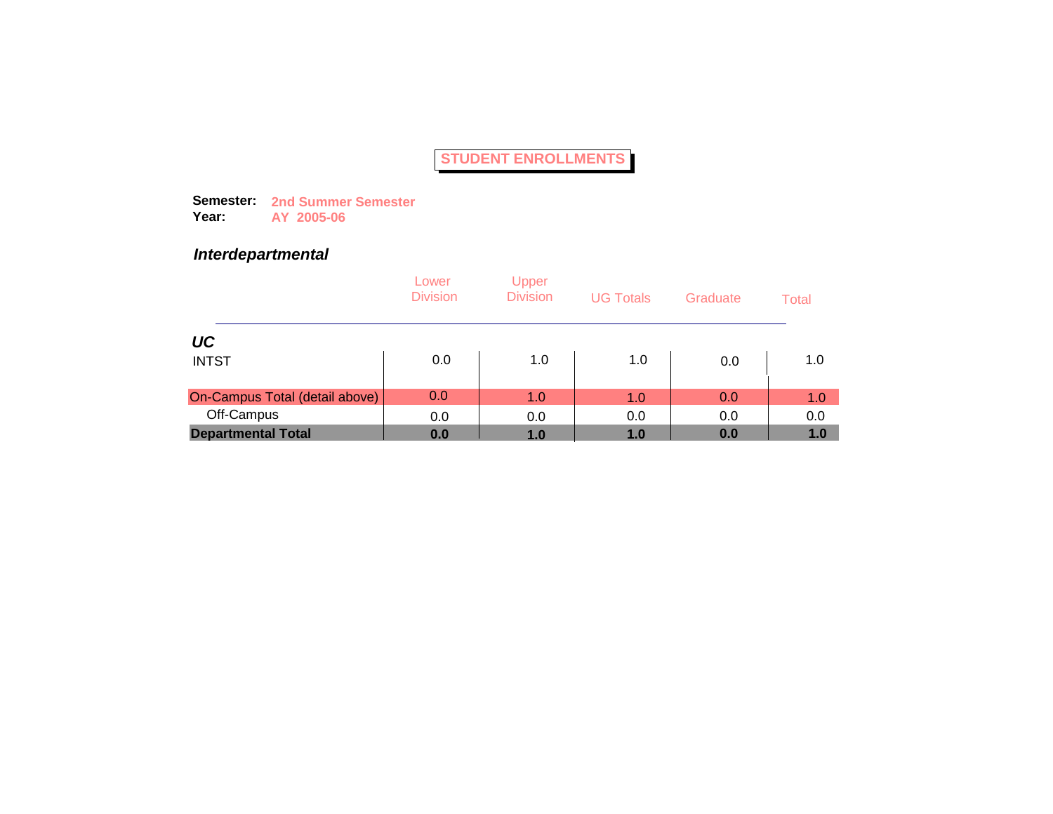# STUDENT ENROLLMENTS

**Semester:** **2nd Summer Semester**
**Year:** **AY 2005-06**

## *Interdepartmental*

| | Lower Division | Upper Division | UG Totals | Graduate | Total |
|---|---|---|---|---|---|
| ***UC*** | | | | | |
| INTST | 0.0 | 1.0 | 1.0 | 0.0 | 1.0 |
| On-Campus Total (detail above) | 0.0 | 1.0 | 1.0 | 0.0 | 1.0 |
| Off-Campus | 0.0 | 0.0 | 0.0 | 0.0 | 0.0 |
| **Departmental Total** | **0.0** | **1.0** | **1.0** | **0.0** | **1.0** |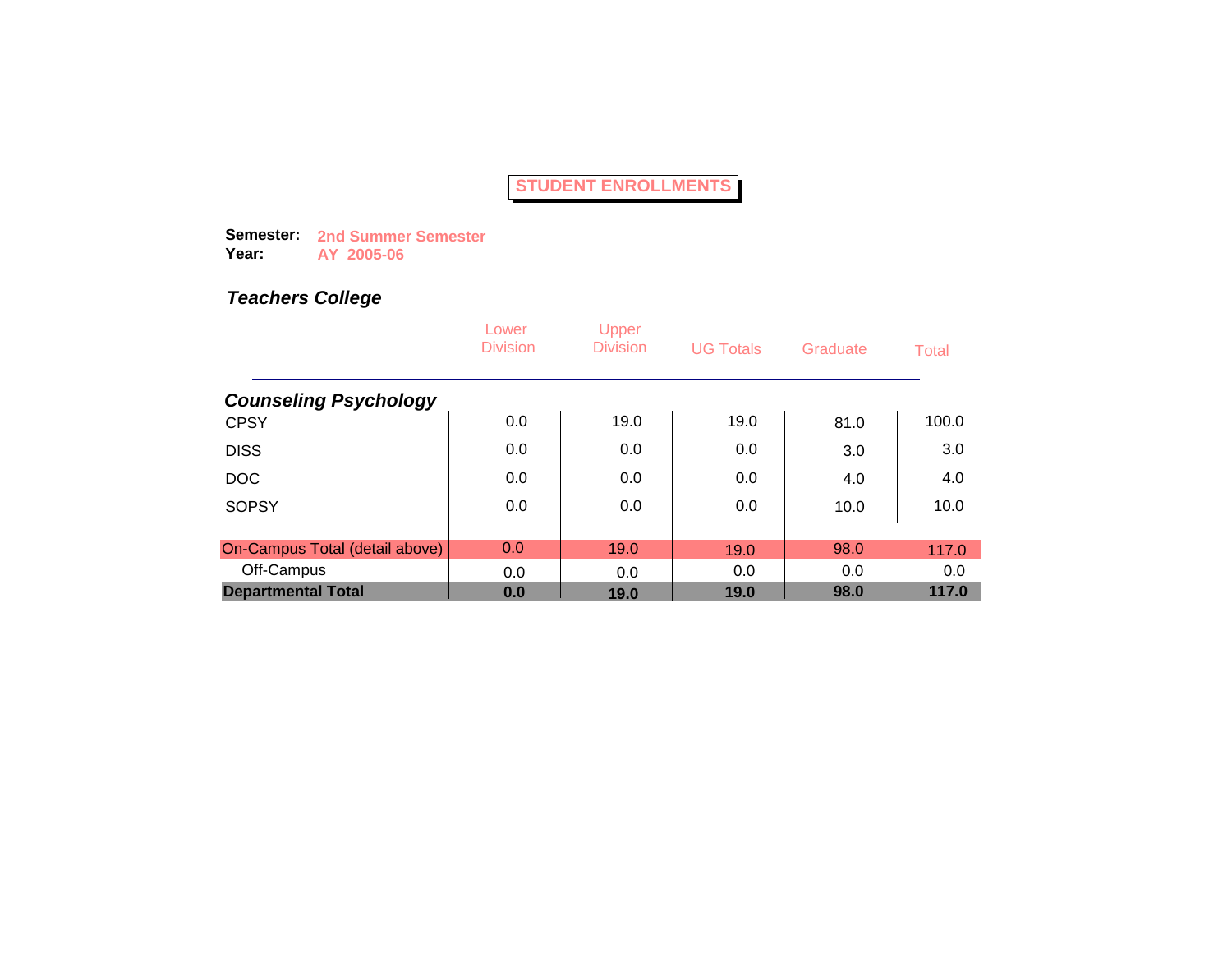# STUDENT ENROLLMENTS

**Semester:** **2nd Summer Semester**
**Year:** **AY 2005-06**

## *Teachers College*

| | Lower Division | Upper Division | UG Totals | Graduate | Total |
|---|---|---|---|---|---|
| ***Counseling Psychology*** | | | | | |
| CPSY | 0.0 | 19.0 | 19.0 | 81.0 | 100.0 |
| DISS | 0.0 | 0.0 | 0.0 | 3.0 | 3.0 |
| DOC | 0.0 | 0.0 | 0.0 | 4.0 | 4.0 |
| SOPSY | 0.0 | 0.0 | 0.0 | 10.0 | 10.0 |
| On-Campus Total (detail above) | 0.0 | 19.0 | 19.0 | 98.0 | 117.0 |
| Off-Campus | 0.0 | 0.0 | 0.0 | 0.0 | 0.0 |
| **Departmental Total** | **0.0** | **19.0** | **19.0** | **98.0** | **117.0** |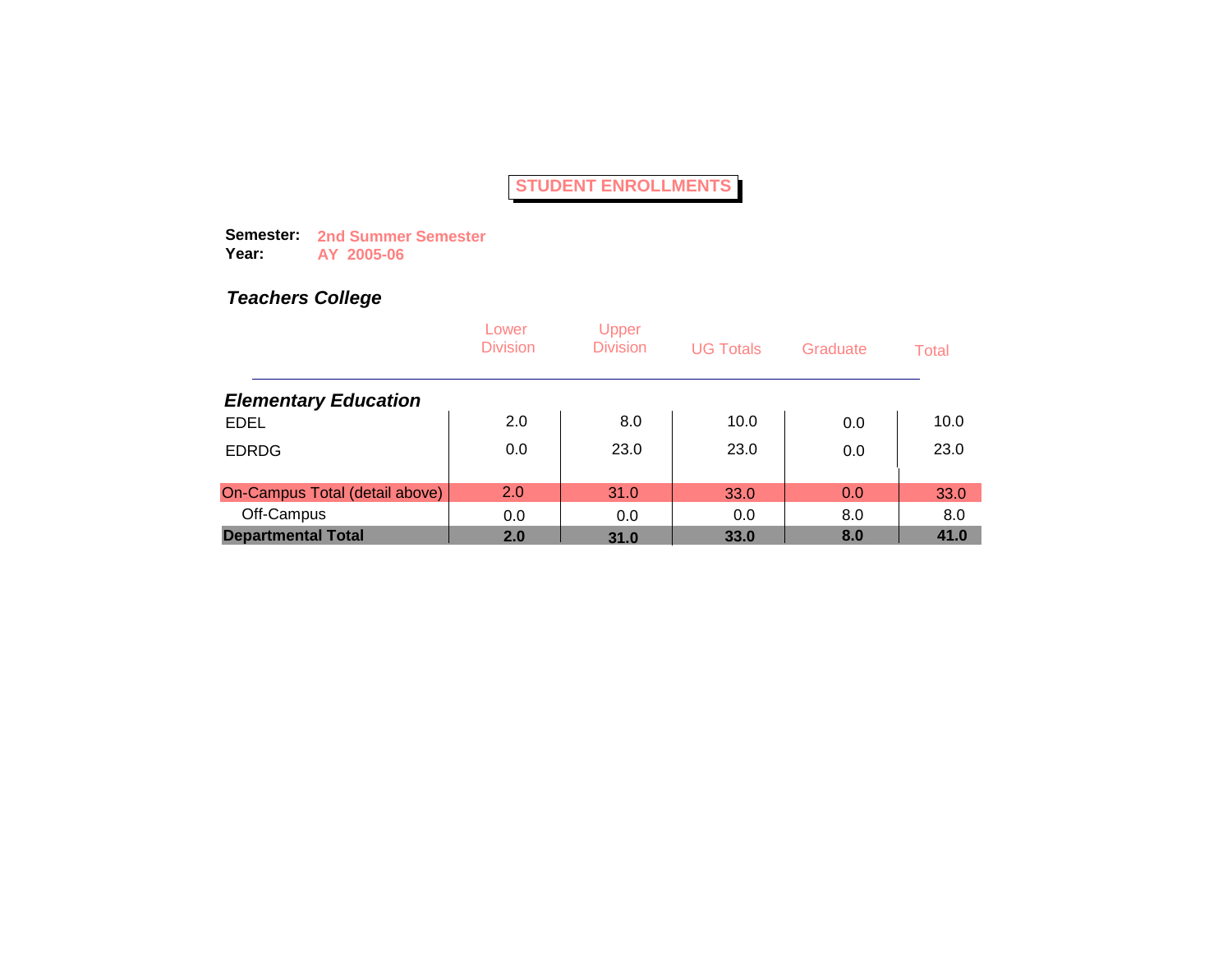# STUDENT ENROLLMENTS

**Semester:** **2nd Summer Semester**
**Year:** **AY 2005-06**

## *Teachers College*

| | Lower Division | Upper Division | UG Totals | Graduate | Total |
|---|---|---|---|---|---|
| ***Elementary Education*** | | | | | |
| EDEL | 2.0 | 8.0 | 10.0 | 0.0 | 10.0 |
| EDRDG | 0.0 | 23.0 | 23.0 | 0.0 | 23.0 |
| On-Campus Total (detail above) | 2.0 | 31.0 | 33.0 | 0.0 | 33.0 |
| Off-Campus | 0.0 | 0.0 | 0.0 | 8.0 | 8.0 |
| **Departmental Total** | **2.0** | **31.0** | **33.0** | **8.0** | **41.0** |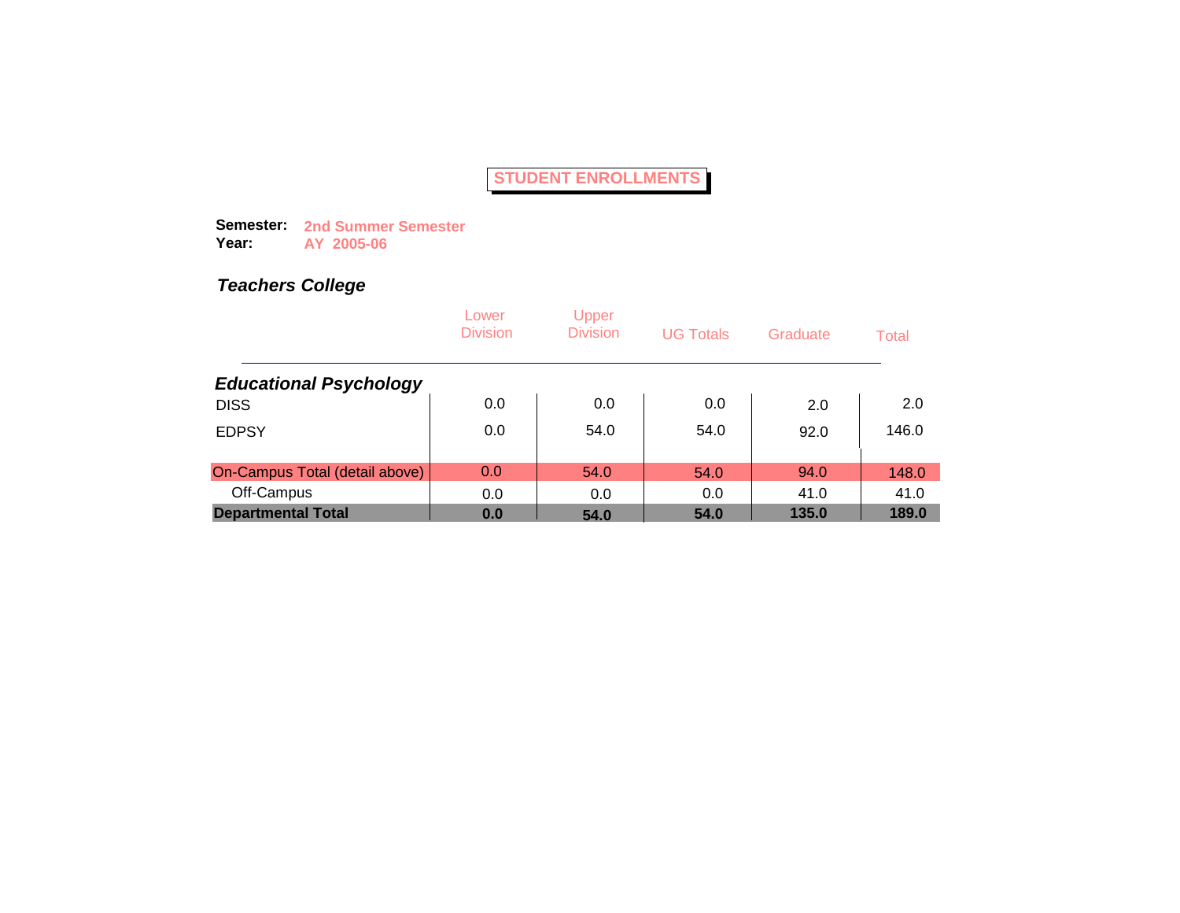# STUDENT ENROLLMENTS

**Semester:** **2nd Summer Semester**
**Year:** **AY 2005-06**

## *Teachers College*

| | Lower Division | Upper Division | UG Totals | Graduate | Total |
|---|---|---|---|---|---|
| ***Educational Psychology*** | | | | | |
| DISS | 0.0 | 0.0 | 0.0 | 2.0 | 2.0 |
| EDPSY | 0.0 | 54.0 | 54.0 | 92.0 | 146.0 |
| On-Campus Total (detail above) | 0.0 | 54.0 | 54.0 | 94.0 | 148.0 |
| Off-Campus | 0.0 | 0.0 | 0.0 | 41.0 | 41.0 |
| **Departmental Total** | **0.0** | **54.0** | **54.0** | **135.0** | **189.0** |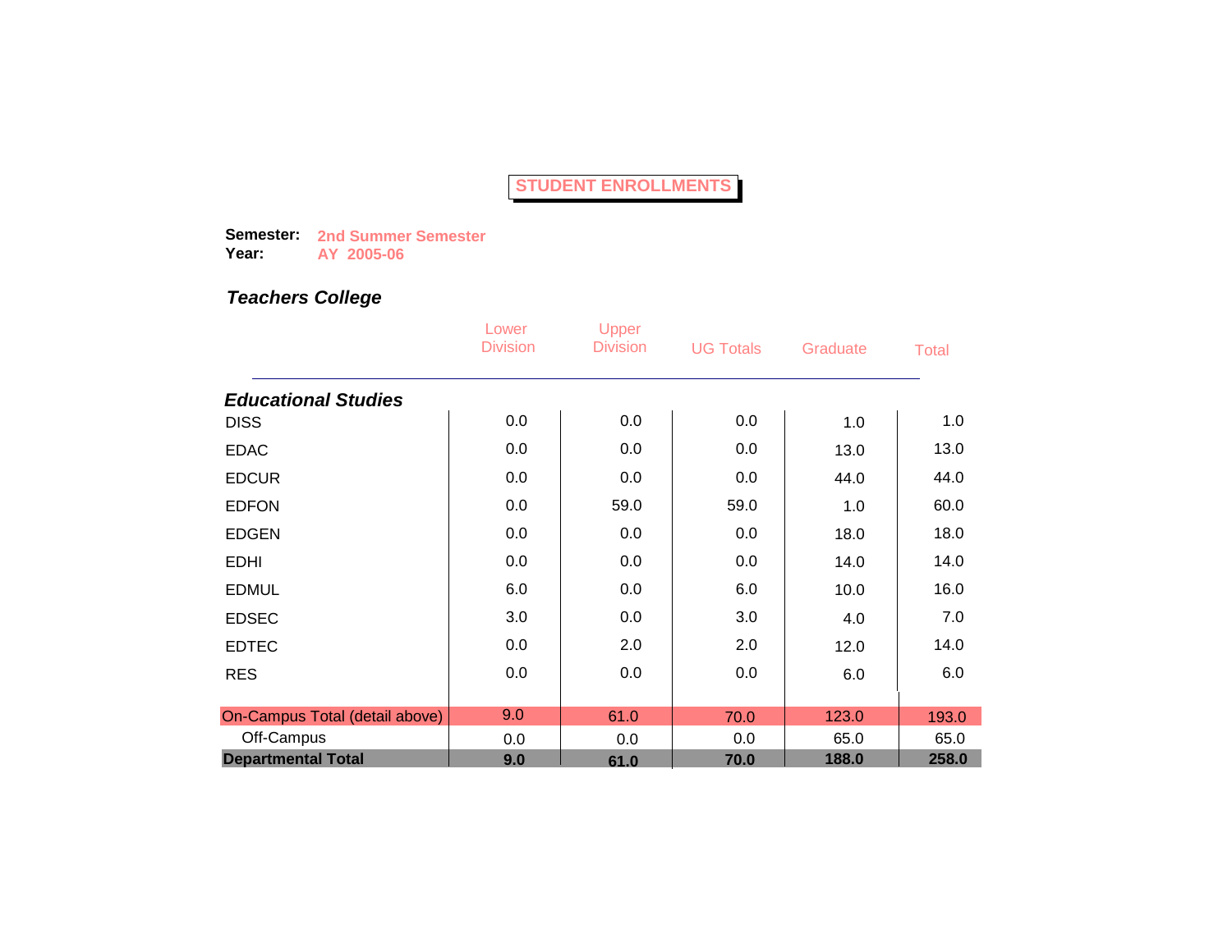# STUDENT ENROLLMENTS

**Semester:** 2nd Summer Semester
**Year:** AY 2005-06

## *Teachers College*

| | Lower Division | Upper Division | UG Totals | Graduate | Total |
|---|---|---|---|---|---|
| ***Educational Studies*** | | | | | |
| DISS | 0.0 | 0.0 | 0.0 | 1.0 | 1.0 |
| EDAC | 0.0 | 0.0 | 0.0 | 13.0 | 13.0 |
| EDCUR | 0.0 | 0.0 | 0.0 | 44.0 | 44.0 |
| EDFON | 0.0 | 59.0 | 59.0 | 1.0 | 60.0 |
| EDGEN | 0.0 | 0.0 | 0.0 | 18.0 | 18.0 |
| EDHI | 0.0 | 0.0 | 0.0 | 14.0 | 14.0 |
| EDMUL | 6.0 | 0.0 | 6.0 | 10.0 | 16.0 |
| EDSEC | 3.0 | 0.0 | 3.0 | 4.0 | 7.0 |
| EDTEC | 0.0 | 2.0 | 2.0 | 12.0 | 14.0 |
| RES | 0.0 | 0.0 | 0.0 | 6.0 | 6.0 |
| On-Campus Total (detail above) | 9.0 | 61.0 | 70.0 | 123.0 | 193.0 |
| Off-Campus | 0.0 | 0.0 | 0.0 | 65.0 | 65.0 |
| **Departmental Total** | **9.0** | **61.0** | **70.0** | **188.0** | **258.0** |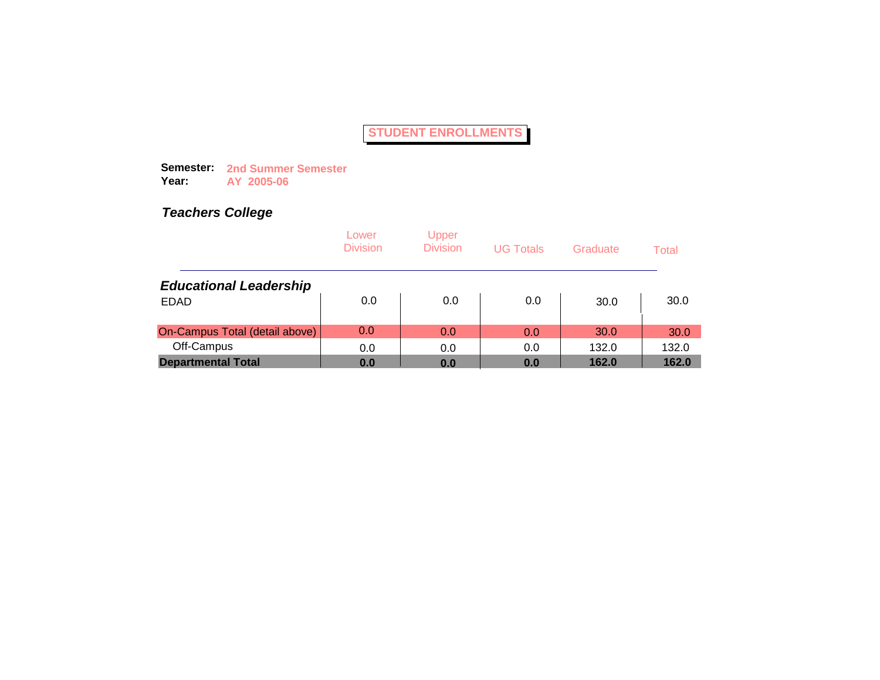# STUDENT ENROLLMENTS

**Semester:** **2nd Summer Semester**
**Year:** **AY 2005-06**

## *Teachers College*

| | Lower Division | Upper Division | UG Totals | Graduate | Total |
|---|---|---|---|---|---|
| ***Educational Leadership*** | | | | | |
| EDAD | 0.0 | 0.0 | 0.0 | 30.0 | 30.0 |
| On-Campus Total (detail above) | 0.0 | 0.0 | 0.0 | 30.0 | 30.0 |
| Off-Campus | 0.0 | 0.0 | 0.0 | 132.0 | 132.0 |
| **Departmental Total** | **0.0** | **0.0** | **0.0** | **162.0** | **162.0** |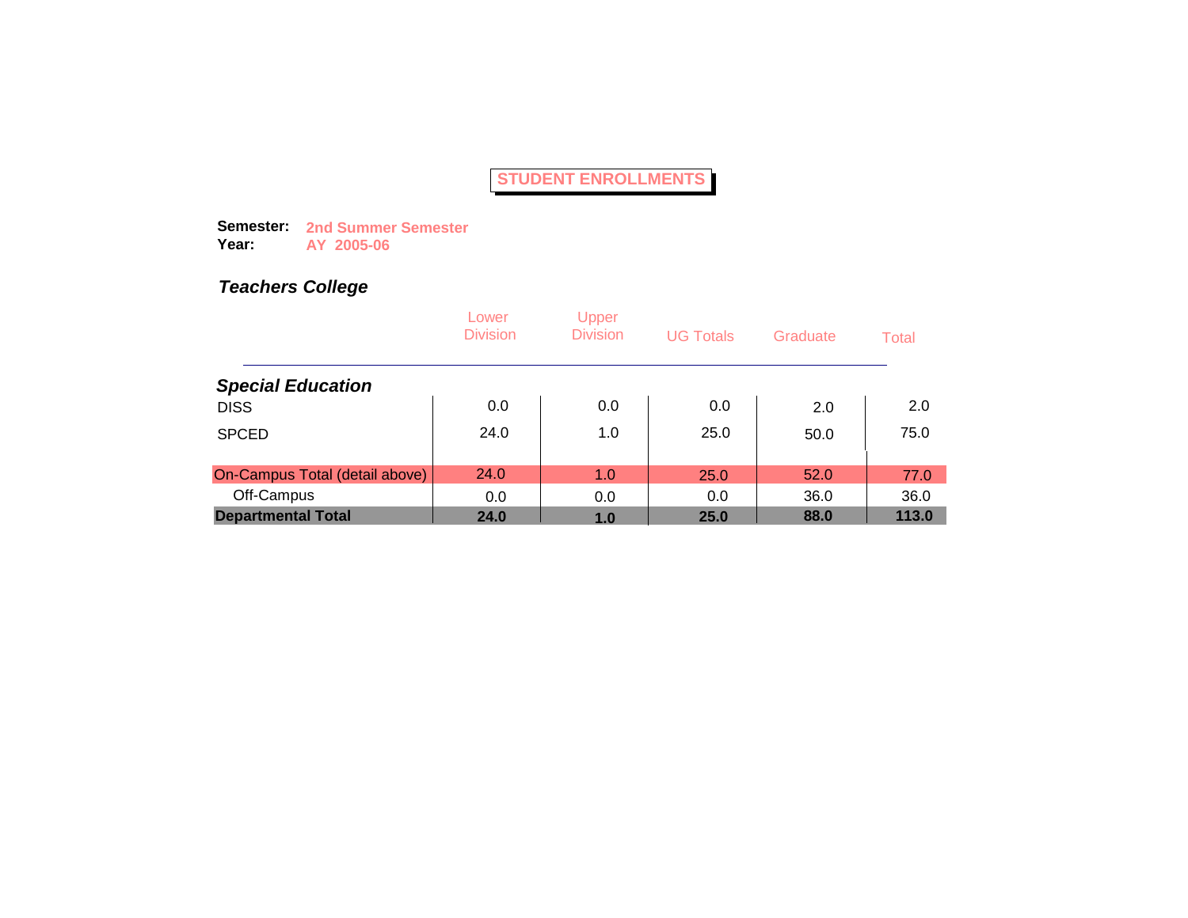**STUDENT ENROLLMENTS**

**Semester:** **2nd Summer Semester**
**Year:** **AY 2005-06**

***Teachers College***

| | Lower Division | Upper Division | UG Totals | Graduate | Total |
|---|---|---|---|---|---|
| ***Special Education*** | | | | | |
| DISS | 0.0 | 0.0 | 0.0 | 2.0 | 2.0 |
| SPCED | 24.0 | 1.0 | 25.0 | 50.0 | 75.0 |
| On-Campus Total (detail above) | 24.0 | 1.0 | 25.0 | 52.0 | 77.0 |
| Off-Campus | 0.0 | 0.0 | 0.0 | 36.0 | 36.0 |
| **Departmental Total** | **24.0** | **1.0** | **25.0** | **88.0** | **113.0** |